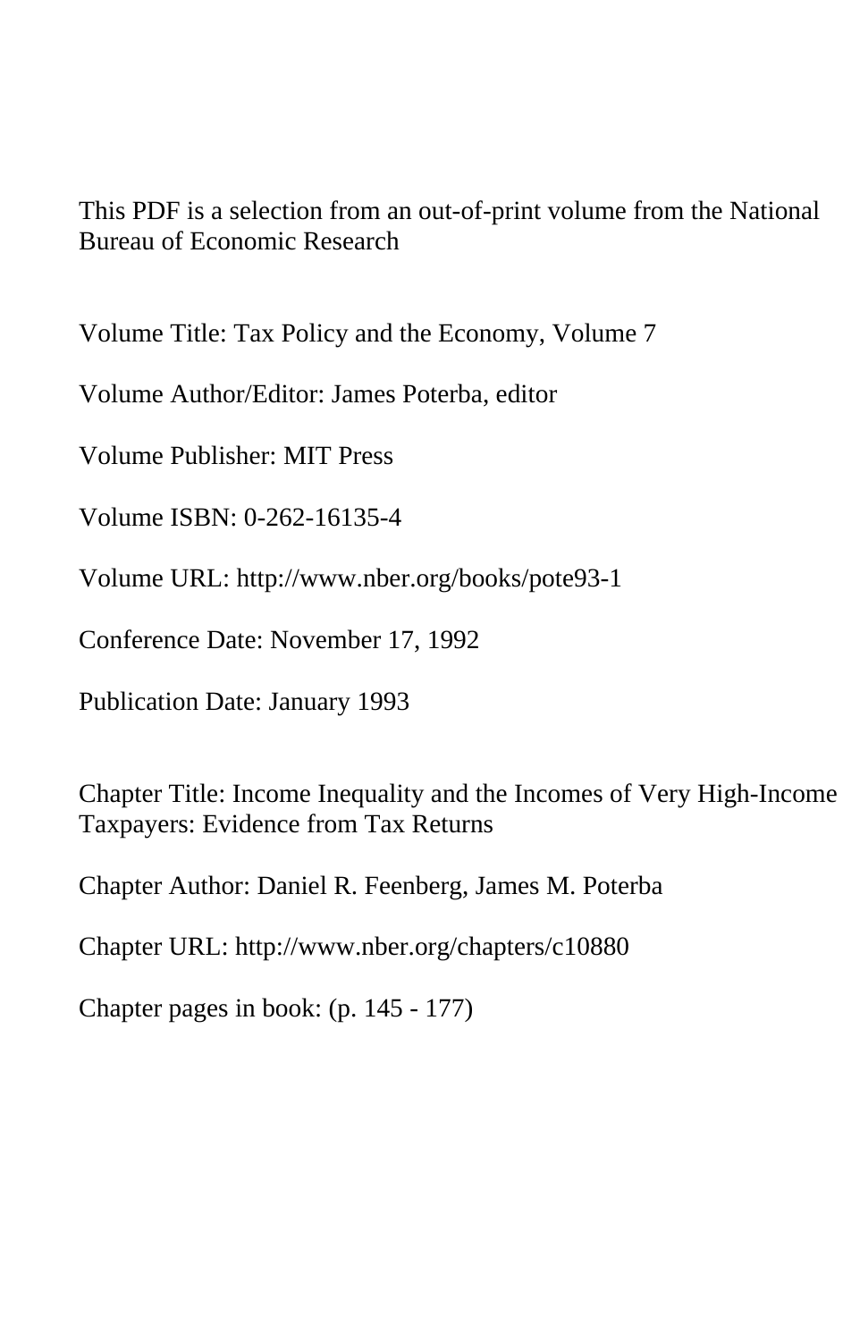This PDF is a selection from an out-of-print volume from the National Bureau of Economic Research

Volume Title: Tax Policy and the Economy, Volume 7

Volume Author/Editor: James Poterba, editor

Volume Publisher: MIT Press

Volume ISBN: 0-262-16135-4

Volume URL: http://www.nber.org/books/pote93-1

Conference Date: November 17, 1992

Publication Date: January 1993

Chapter Title: Income Inequality and the Incomes of Very High-Income Taxpayers: Evidence from Tax Returns

Chapter Author: Daniel R. Feenberg, James M. Poterba

Chapter URL: http://www.nber.org/chapters/c10880

Chapter pages in book: (p. 145 - 177)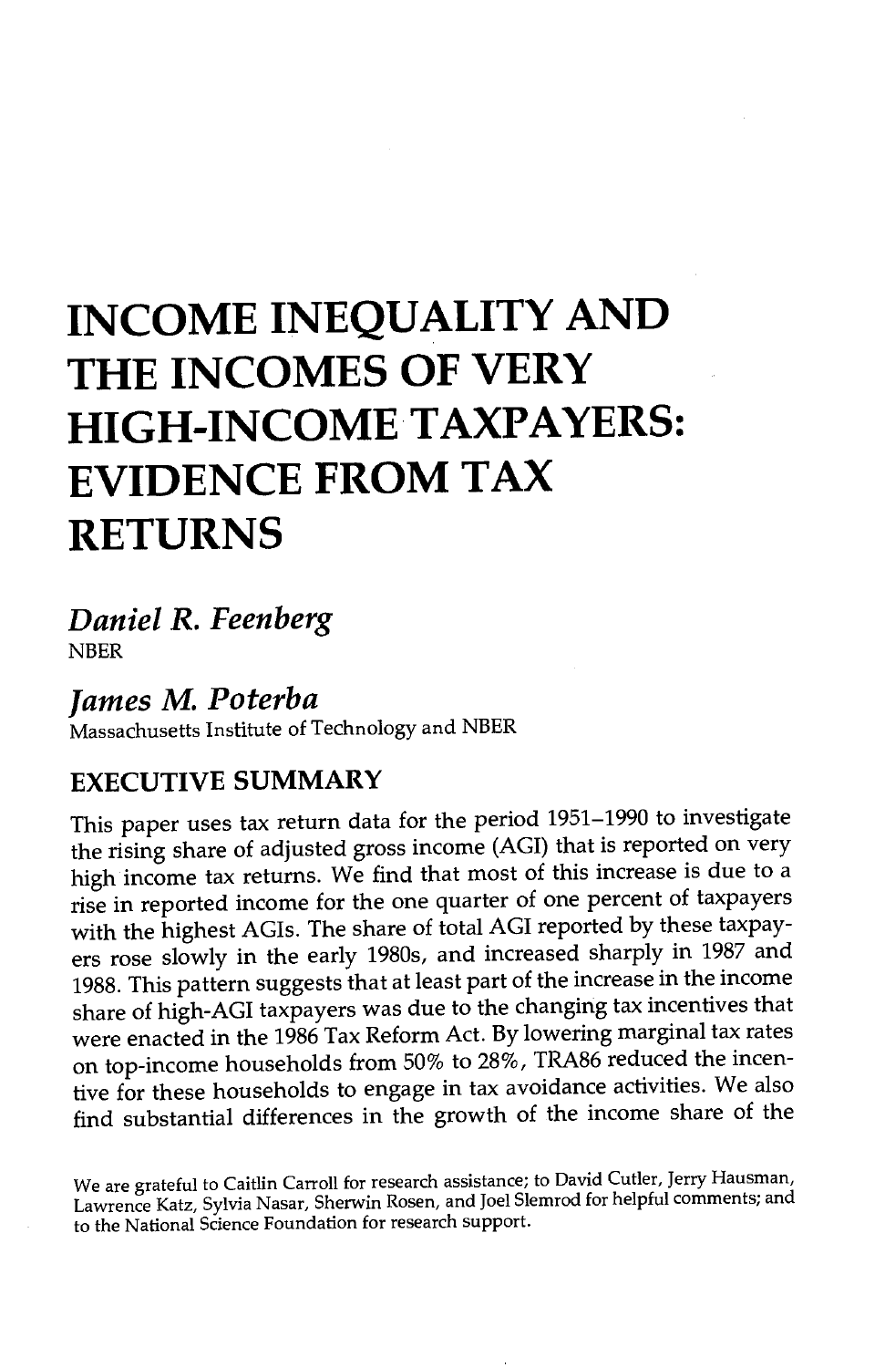# INCOME INEQUALITY AND THE INCOMES OF VERY HIGH-INCOME TAXPAYERS: EVIDENCE FROM TAX RETURNS

*Daniel R. Feenberg*
NBER

*James M. Poterba*
Massachusetts Institute of Technology and NBER

## EXECUTIVE SUMMARY

This paper uses tax return data for the period 1951–1990 to investigate the rising share of adjusted gross income (AGI) that is reported on very high income tax returns. We find that most of this increase is due to a rise in reported income for the one quarter of one percent of taxpayers with the highest AGIs. The share of total AGI reported by these taxpayers rose slowly in the early 1980s, and increased sharply in 1987 and 1988. This pattern suggests that at least part of the increase in the income share of high-AGI taxpayers was due to the changing tax incentives that were enacted in the 1986 Tax Reform Act. By lowering marginal tax rates on top-income households from 50% to 28%, TRA86 reduced the incentive for these households to engage in tax avoidance activities. We also find substantial differences in the growth of the income share of the

We are grateful to Caitlin Carroll for research assistance; to David Cutler, Jerry Hausman, Lawrence Katz, Sylvia Nasar, Sherwin Rosen, and Joel Slemrod for helpful comments; and to the National Science Foundation for research support.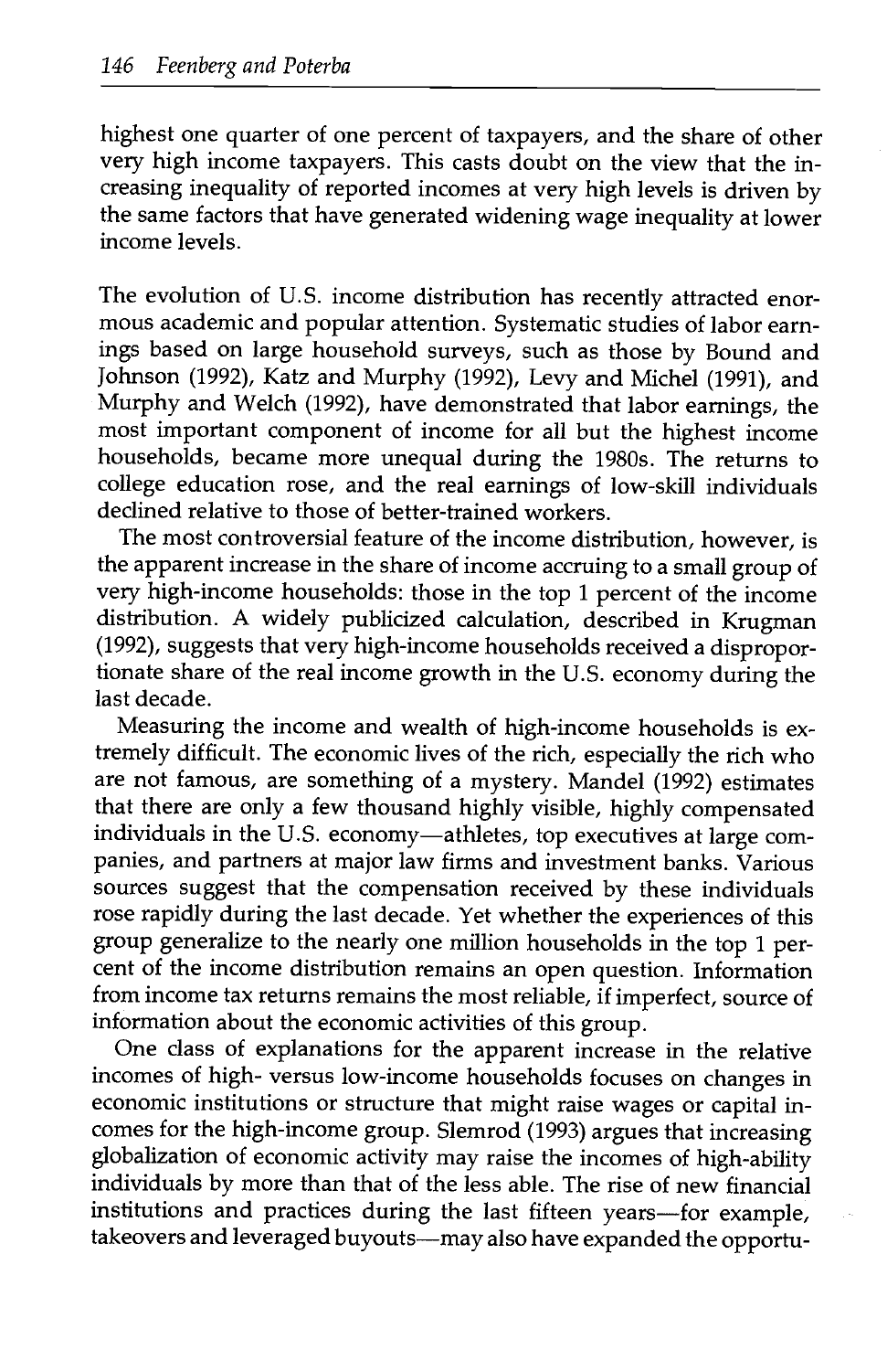highest one quarter of one percent of taxpayers, and the share of other very high income taxpayers. This casts doubt on the view that the increasing inequality of reported incomes at very high levels is driven by the same factors that have generated widening wage inequality at lower income levels.

The evolution of U.S. income distribution has recently attracted enormous academic and popular attention. Systematic studies of labor earnings based on large household surveys, such as those by Bound and Johnson (1992), Katz and Murphy (1992), Levy and Michel (1991), and Murphy and Welch (1992), have demonstrated that labor earnings, the most important component of income for all but the highest income households, became more unequal during the 1980s. The returns to college education rose, and the real earnings of low-skill individuals declined relative to those of better-trained workers.

The most controversial feature of the income distribution, however, is the apparent increase in the share of income accruing to a small group of very high-income households: those in the top 1 percent of the income distribution. A widely publicized calculation, described in Krugman (1992), suggests that very high-income households received a disproportionate share of the real income growth in the U.S. economy during the last decade.

Measuring the income and wealth of high-income households is extremely difficult. The economic lives of the rich, especially the rich who are not famous, are something of a mystery. Mandel (1992) estimates that there are only a few thousand highly visible, highly compensated individuals in the U.S. economy—athletes, top executives at large companies, and partners at major law firms and investment banks. Various sources suggest that the compensation received by these individuals rose rapidly during the last decade. Yet whether the experiences of this group generalize to the nearly one million households in the top 1 percent of the income distribution remains an open question. Information from income tax returns remains the most reliable, if imperfect, source of information about the economic activities of this group.

One class of explanations for the apparent increase in the relative incomes of high- versus low-income households focuses on changes in economic institutions or structure that might raise wages or capital incomes for the high-income group. Slemrod (1993) argues that increasing globalization of economic activity may raise the incomes of high-ability individuals by more than that of the less able. The rise of new financial institutions and practices during the last fifteen years—for example, takeovers and leveraged buyouts—may also have expanded the opportu-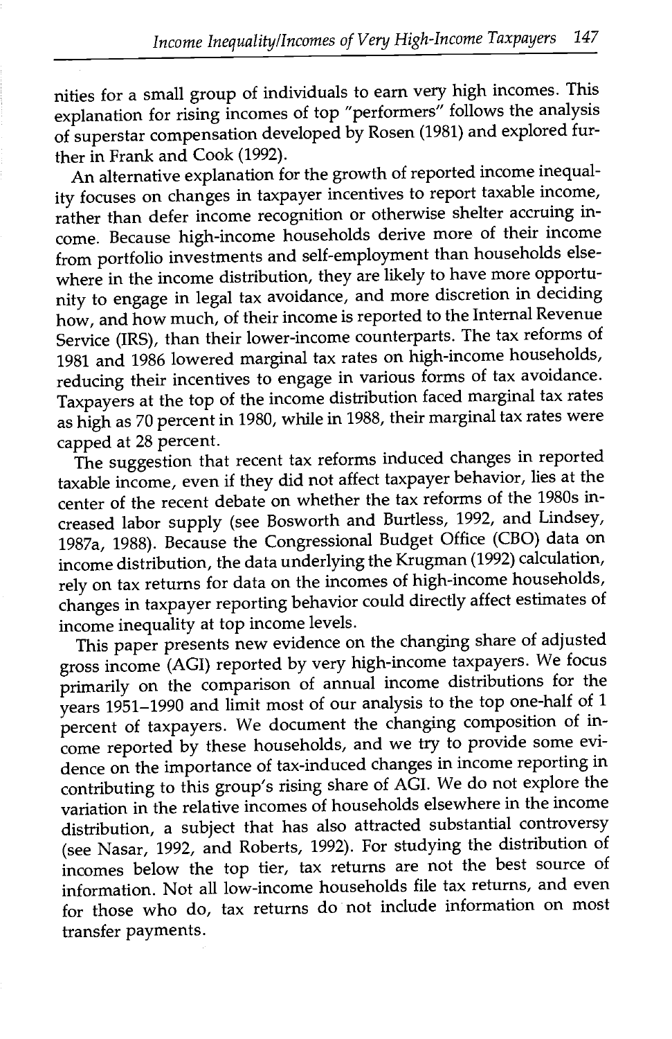nities for a small group of individuals to earn very high incomes. This explanation for rising incomes of top "performers" follows the analysis of superstar compensation developed by Rosen (1981) and explored further in Frank and Cook (1992).

An alternative explanation for the growth of reported income inequality focuses on changes in taxpayer incentives to report taxable income, rather than defer income recognition or otherwise shelter accruing income. Because high-income households derive more of their income from portfolio investments and self-employment than households elsewhere in the income distribution, they are likely to have more opportunity to engage in legal tax avoidance, and more discretion in deciding how, and how much, of their income is reported to the Internal Revenue Service (IRS), than their lower-income counterparts. The tax reforms of 1981 and 1986 lowered marginal tax rates on high-income households, reducing their incentives to engage in various forms of tax avoidance. Taxpayers at the top of the income distribution faced marginal tax rates as high as 70 percent in 1980, while in 1988, their marginal tax rates were capped at 28 percent.

The suggestion that recent tax reforms induced changes in reported taxable income, even if they did not affect taxpayer behavior, lies at the center of the recent debate on whether the tax reforms of the 1980s increased labor supply (see Bosworth and Burtless, 1992, and Lindsey, 1987a, 1988). Because the Congressional Budget Office (CBO) data on income distribution, the data underlying the Krugman (1992) calculation, rely on tax returns for data on the incomes of high-income households, changes in taxpayer reporting behavior could directly affect estimates of income inequality at top income levels.

This paper presents new evidence on the changing share of adjusted gross income (AGI) reported by very high-income taxpayers. We focus primarily on the comparison of annual income distributions for the years 1951–1990 and limit most of our analysis to the top one-half of 1 percent of taxpayers. We document the changing composition of income reported by these households, and we try to provide some evidence on the importance of tax-induced changes in income reporting in contributing to this group's rising share of AGI. We do not explore the variation in the relative incomes of households elsewhere in the income distribution, a subject that has also attracted substantial controversy (see Nasar, 1992, and Roberts, 1992). For studying the distribution of incomes below the top tier, tax returns are not the best source of information. Not all low-income households file tax returns, and even for those who do, tax returns do not include information on most transfer payments.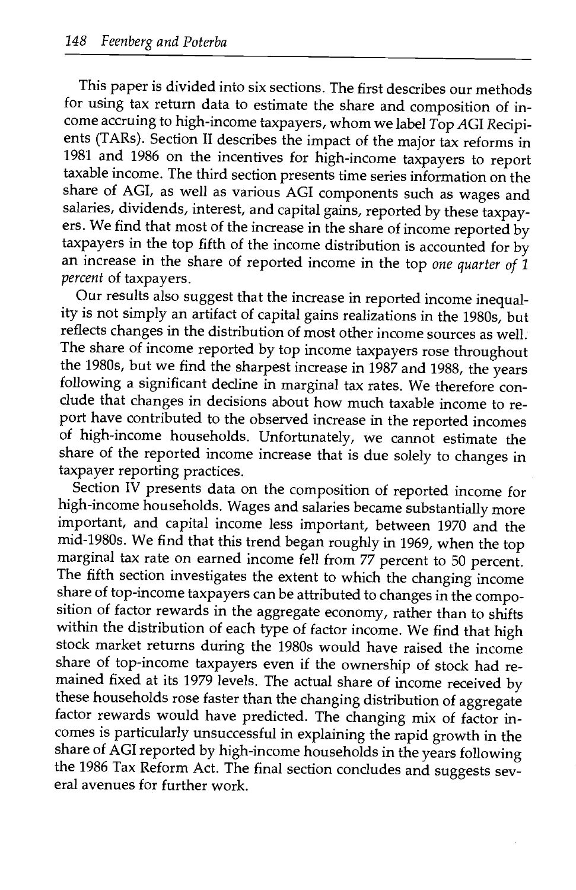This paper is divided into six sections. The first describes our methods for using tax return data to estimate the share and composition of income accruing to high-income taxpayers, whom we label *T*op *AGI* *R*ecipients (TARs). Section II describes the impact of the major tax reforms in 1981 and 1986 on the incentives for high-income taxpayers to report taxable income. The third section presents time series information on the share of AGI, as well as various AGI components such as wages and salaries, dividends, interest, and capital gains, reported by these taxpayers. We find that most of the increase in the share of income reported by taxpayers in the top fifth of the income distribution is accounted for by an increase in the share of reported income in the top *one quarter of 1 percent* of taxpayers.

Our results also suggest that the increase in reported income inequality is not simply an artifact of capital gains realizations in the 1980s, but reflects changes in the distribution of most other income sources as well. The share of income reported by top income taxpayers rose throughout the 1980s, but we find the sharpest increase in 1987 and 1988, the years following a significant decline in marginal tax rates. We therefore conclude that changes in decisions about how much taxable income to report have contributed to the observed increase in the reported incomes of high-income households. Unfortunately, we cannot estimate the share of the reported income increase that is due solely to changes in taxpayer reporting practices.

Section IV presents data on the composition of reported income for high-income households. Wages and salaries became substantially more important, and capital income less important, between 1970 and the mid-1980s. We find that this trend began roughly in 1969, when the top marginal tax rate on earned income fell from 77 percent to 50 percent. The fifth section investigates the extent to which the changing income share of top-income taxpayers can be attributed to changes in the composition of factor rewards in the aggregate economy, rather than to shifts within the distribution of each type of factor income. We find that high stock market returns during the 1980s would have raised the income share of top-income taxpayers even if the ownership of stock had remained fixed at its 1979 levels. The actual share of income received by these households rose faster than the changing distribution of aggregate factor rewards would have predicted. The changing mix of factor incomes is particularly unsuccessful in explaining the rapid growth in the share of AGI reported by high-income households in the years following the 1986 Tax Reform Act. The final section concludes and suggests several avenues for further work.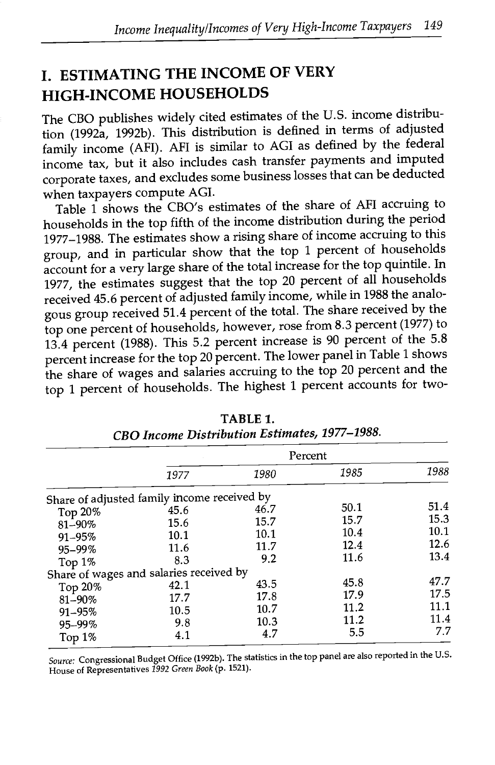# I. ESTIMATING THE INCOME OF VERY HIGH-INCOME HOUSEHOLDS

The CBO publishes widely cited estimates of the U.S. income distribution (1992a, 1992b). This distribution is defined in terms of adjusted family income (AFI). AFI is similar to AGI as defined by the federal income tax, but it also includes cash transfer payments and imputed corporate taxes, and excludes some business losses that can be deducted when taxpayers compute AGI.

Table 1 shows the CBO's estimates of the share of AFI accruing to households in the top fifth of the income distribution during the period 1977–1988. The estimates show a rising share of income accruing to this group, and in particular show that the top 1 percent of households account for a very large share of the total increase for the top quintile. In 1977, the estimates suggest that the top 20 percent of all households received 45.6 percent of adjusted family income, while in 1988 the analogous group received 51.4 percent of the total. The share received by the top one percent of households, however, rose from 8.3 percent (1977) to 13.4 percent (1988). This 5.2 percent increase is 90 percent of the 5.8 percent increase for the top 20 percent. The lower panel in Table 1 shows the share of wages and salaries accruing to the top 20 percent and the top 1 percent of households. The highest 1 percent accounts for two-

**TABLE 1.**
*CBO Income Distribution Estimates, 1977–1988.*

| | Percent | | | |
|---|---|---|---|---|
| | *1977* | *1980* | *1985* | *1988* |
| Share of adjusted family income received by | | | | |
| Top 20% | 45.6 | 46.7 | 50.1 | 51.4 |
| 81–90% | 15.6 | 15.7 | 15.7 | 15.3 |
| 91–95% | 10.1 | 10.1 | 10.4 | 10.1 |
| 95–99% | 11.6 | 11.7 | 12.4 | 12.6 |
| Top 1% | 8.3 | 9.2 | 11.6 | 13.4 |
| Share of wages and salaries received by | | | | |
| Top 20% | 42.1 | 43.5 | 45.8 | 47.7 |
| 81–90% | 17.7 | 17.8 | 17.9 | 17.5 |
| 91–95% | 10.5 | 10.7 | 11.2 | 11.1 |
| 95–99% | 9.8 | 10.3 | 11.2 | 11.4 |
| Top 1% | 4.1 | 4.7 | 5.5 | 7.7 |

*Source:* Congressional Budget Office (1992b). The statistics in the top panel are also reported in the U.S. House of Representatives *1992 Green Book* (p. 1521).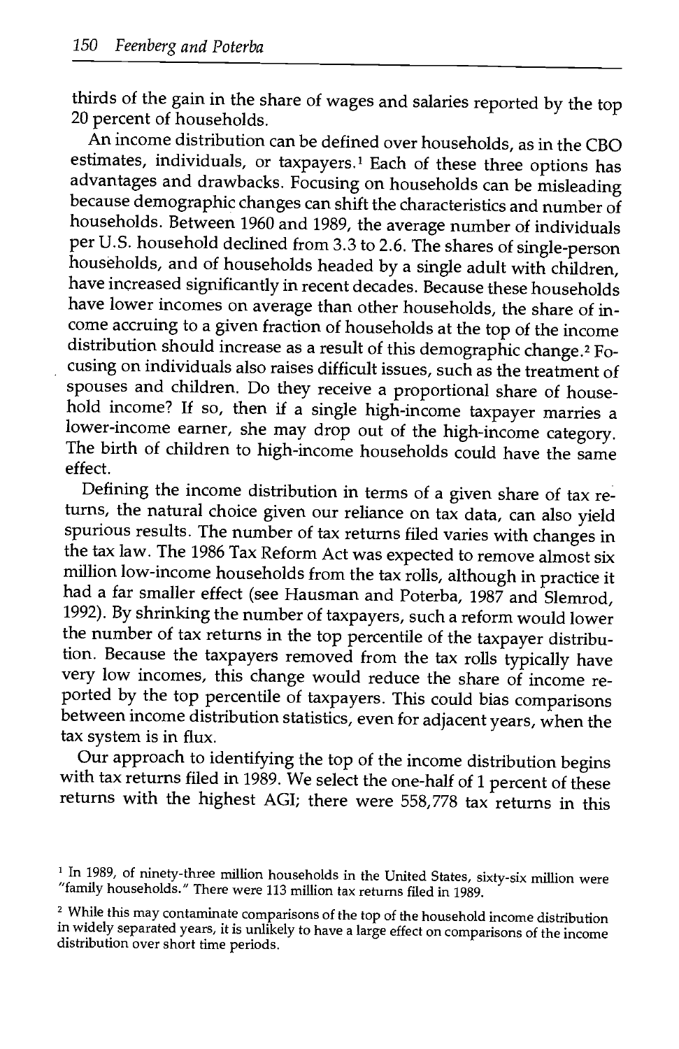thirds of the gain in the share of wages and salaries reported by the top 20 percent of households.

An income distribution can be defined over households, as in the CBO estimates, individuals, or taxpayers.[1] Each of these three options has advantages and drawbacks. Focusing on households can be misleading because demographic changes can shift the characteristics and number of households. Between 1960 and 1989, the average number of individuals per U.S. household declined from 3.3 to 2.6. The shares of single-person households, and of households headed by a single adult with children, have increased significantly in recent decades. Because these households have lower incomes on average than other households, the share of income accruing to a given fraction of households at the top of the income distribution should increase as a result of this demographic change.[2] Focusing on individuals also raises difficult issues, such as the treatment of spouses and children. Do they receive a proportional share of household income? If so, then if a single high-income taxpayer marries a lower-income earner, she may drop out of the high-income category. The birth of children to high-income households could have the same effect.

Defining the income distribution in terms of a given share of tax returns, the natural choice given our reliance on tax data, can also yield spurious results. The number of tax returns filed varies with changes in the tax law. The 1986 Tax Reform Act was expected to remove almost six million low-income households from the tax rolls, although in practice it had a far smaller effect (see Hausman and Poterba, 1987 and Slemrod, 1992). By shrinking the number of taxpayers, such a reform would lower the number of tax returns in the top percentile of the taxpayer distribution. Because the taxpayers removed from the tax rolls typically have very low incomes, this change would reduce the share of income reported by the top percentile of taxpayers. This could bias comparisons between income distribution statistics, even for adjacent years, when the tax system is in flux.

Our approach to identifying the top of the income distribution begins with tax returns filed in 1989. We select the one-half of 1 percent of these returns with the highest AGI; there were 558,778 tax returns in this

[1] In 1989, of ninety-three million households in the United States, sixty-six million were "family households." There were 113 million tax returns filed in 1989.

[2] While this may contaminate comparisons of the top of the household income distribution in widely separated years, it is unlikely to have a large effect on comparisons of the income distribution over short time periods.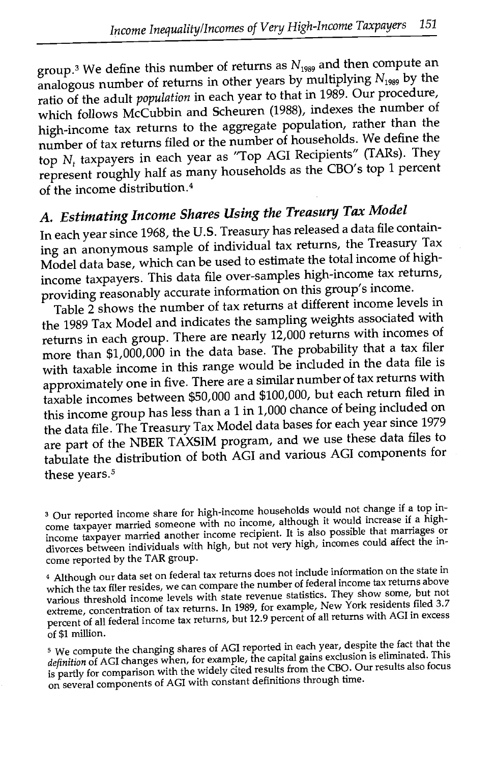group.[3] We define this number of returns as $N_{1989}$ and then compute an analogous number of returns in other years by multiplying $N_{1989}$ by the ratio of the adult *population* in each year to that in 1989. Our procedure, which follows McCubbin and Scheuren (1988), indexes the number of high-income tax returns to the aggregate population, rather than the number of tax returns filed or the number of households. We define the top $N_t$ taxpayers in each year as "Top AGI Recipients" (TARs). They represent roughly half as many households as the CBO's top 1 percent of the income distribution.[4]

## A. Estimating Income Shares Using the Treasury Tax Model

In each year since 1968, the U.S. Treasury has released a data file containing an anonymous sample of individual tax returns, the Treasury Tax Model data base, which can be used to estimate the total income of high-income taxpayers. This data file over-samples high-income tax returns, providing reasonably accurate information on this group's income.

Table 2 shows the number of tax returns at different income levels in the 1989 Tax Model and indicates the sampling weights associated with returns in each group. There are nearly 12,000 returns with incomes of more than $1,000,000 in the data base. The probability that a tax filer with taxable income in this range would be included in the data file is approximately one in five. There are a similar number of tax returns with taxable incomes between $50,000 and $100,000, but each return filed in this income group has less than a 1 in 1,000 chance of being included on the data file. The Treasury Tax Model data bases for each year since 1979 are part of the NBER TAXSIM program, and we use these data files to tabulate the distribution of both AGI and various AGI components for these years.[5]

[3] Our reported income share for high-income households would not change if a top income taxpayer married someone with no income, although it would increase if a high-income taxpayer married another income recipient. It is also possible that marriages or divorces between individuals with high, but not very high, incomes could affect the income reported by the TAR group.

[4] Although our data set on federal tax returns does not include information on the state in which the tax filer resides, we can compare the number of federal income tax returns above various threshold income levels with state revenue statistics. They show some, but not extreme, concentration of tax returns. In 1989, for example, New York residents filed 3.7 percent of all federal income tax returns, but 12.9 percent of all returns with AGI in excess of $1 million.

[5] We compute the changing shares of AGI reported in each year, despite the fact that the *definition* of AGI changes when, for example, the capital gains exclusion is eliminated. This is partly for comparison with the widely cited results from the CBO. Our results also focus on several components of AGI with constant definitions through time.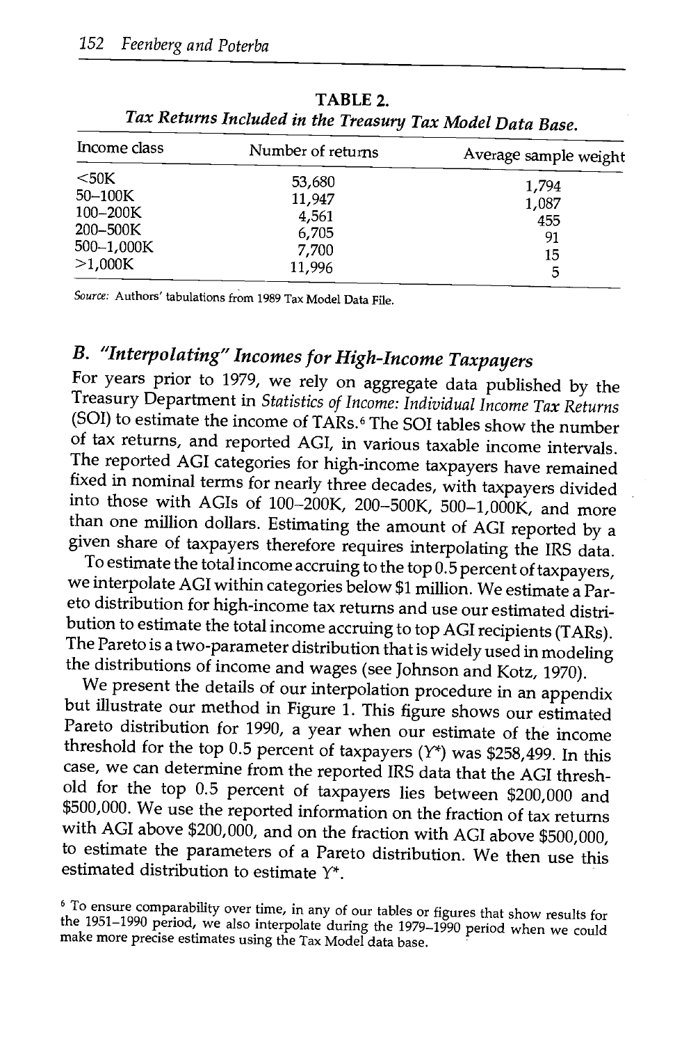**TABLE 2.**
*Tax Returns Included in the Treasury Tax Model Data Base.*

| Income class | Number of returns | Average sample weight |
|---|---|---|
| <50K | 53,680 | 1,794 |
| 50–100K | 11,947 | 1,087 |
| 100–200K | 4,561 | 455 |
| 200–500K | 6,705 | 91 |
| 500–1,000K | 7,700 | 15 |
| >1,000K | 11,996 | 5 |

*Source:* Authors' tabulations from 1989 Tax Model Data File.

## B. "Interpolating" Incomes for High-Income Taxpayers

For years prior to 1979, we rely on aggregate data published by the Treasury Department in *Statistics of Income: Individual Income Tax Returns* (SOI) to estimate the income of TARs.[6] The SOI tables show the number of tax returns, and reported AGI, in various taxable income intervals. The reported AGI categories for high-income taxpayers have remained fixed in nominal terms for nearly three decades, with taxpayers divided into those with AGIs of 100–200K, 200–500K, 500–1,000K, and more than one million dollars. Estimating the amount of AGI reported by a given share of taxpayers therefore requires interpolating the IRS data.

To estimate the total income accruing to the top 0.5 percent of taxpayers, we interpolate AGI within categories below $1 million. We estimate a Pareto distribution for high-income tax returns and use our estimated distribution to estimate the total income accruing to top AGI recipients (TARs). The Pareto is a two-parameter distribution that is widely used in modeling the distributions of income and wages (see Johnson and Kotz, 1970).

We present the details of our interpolation procedure in an appendix but illustrate our method in Figure 1. This figure shows our estimated Pareto distribution for 1990, a year when our estimate of the income threshold for the top 0.5 percent of taxpayers ($Y^*$) was $258,499. In this case, we can determine from the reported IRS data that the AGI threshold for the top 0.5 percent of taxpayers lies between $200,000 and $500,000. We use the reported information on the fraction of tax returns with AGI above $200,000, and on the fraction with AGI above $500,000, to estimate the parameters of a Pareto distribution. We then use this estimated distribution to estimate $Y^*$.

[6] To ensure comparability over time, in any of our tables or figures that show results for the 1951–1990 period, we also interpolate during the 1979–1990 period when we could make more precise estimates using the Tax Model data base.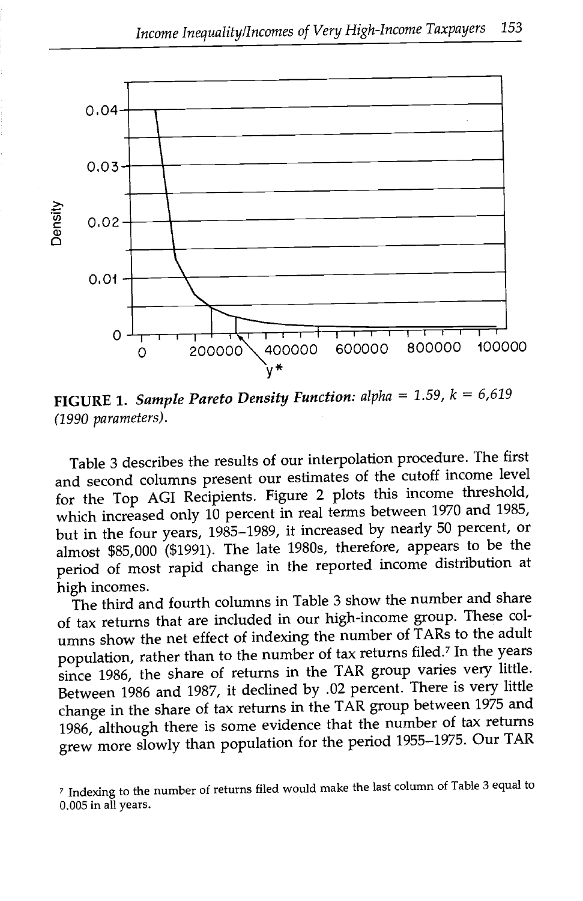**FIGURE 1.** *Sample Pareto Density Function: alpha = 1.59, k = 6,619 (1990 parameters).*

Table 3 describes the results of our interpolation procedure. The first and second columns present our estimates of the cutoff income level for the Top AGI Recipients. Figure 2 plots this income threshold, which increased only 10 percent in real terms between 1970 and 1985, but in the four years, 1985–1989, it increased by nearly 50 percent, or almost $85,000 ($1991). The late 1980s, therefore, appears to be the period of most rapid change in the reported income distribution at high incomes.

The third and fourth columns in Table 3 show the number and share of tax returns that are included in our high-income group. These columns show the net effect of indexing the number of TARs to the adult population, rather than to the number of tax returns filed.[7] In the years since 1986, the share of returns in the TAR group varies very little. Between 1986 and 1987, it declined by .02 percent. There is very little change in the share of tax returns in the TAR group between 1975 and 1986, although there is some evidence that the number of tax returns grew more slowly than population for the period 1955–1975. Our TAR

[7] Indexing to the number of returns filed would make the last column of Table 3 equal to 0.005 in all years.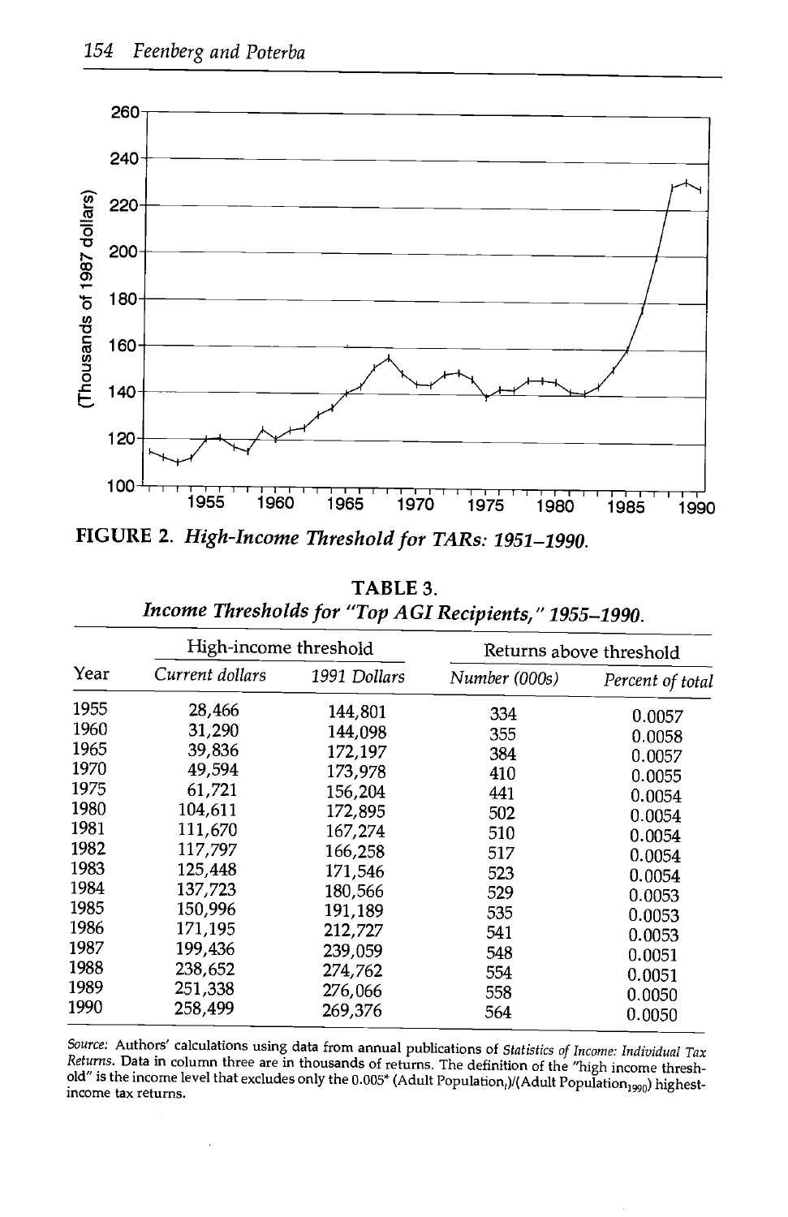**FIGURE 2.** *High-Income Threshold for TARs: 1951–1990.*

**TABLE 3.**
*Income Thresholds for "Top AGI Recipients," 1955–1990.*

| Year | High-income threshold | | Returns above threshold | |
|---|---|---|---|---|
| | *Current dollars* | *1991 Dollars* | *Number (000s)* | *Percent of total* |
| 1955 | 28,466 | 144,801 | 334 | 0.0057 |
| 1960 | 31,290 | 144,098 | 355 | 0.0058 |
| 1965 | 39,836 | 172,197 | 384 | 0.0057 |
| 1970 | 49,594 | 173,978 | 410 | 0.0055 |
| 1975 | 61,721 | 156,204 | 441 | 0.0054 |
| 1980 | 104,611 | 172,895 | 502 | 0.0054 |
| 1981 | 111,670 | 167,274 | 510 | 0.0054 |
| 1982 | 117,797 | 166,258 | 517 | 0.0054 |
| 1983 | 125,448 | 171,546 | 523 | 0.0054 |
| 1984 | 137,723 | 180,566 | 529 | 0.0053 |
| 1985 | 150,996 | 191,189 | 535 | 0.0053 |
| 1986 | 171,195 | 212,727 | 541 | 0.0053 |
| 1987 | 199,436 | 239,059 | 548 | 0.0051 |
| 1988 | 238,652 | 274,762 | 554 | 0.0051 |
| 1989 | 251,338 | 276,066 | 558 | 0.0050 |
| 1990 | 258,499 | 269,376 | 564 | 0.0050 |

Source: Authors' calculations using data from annual publications of *Statistics of Income: Individual Tax Returns*. Data in column three are in thousands of returns. The definition of the "high income threshold" is the income level that excludes only the 0.005* (Adult Population$_t$)/(Adult Population$_{1990}$) highest-income tax returns.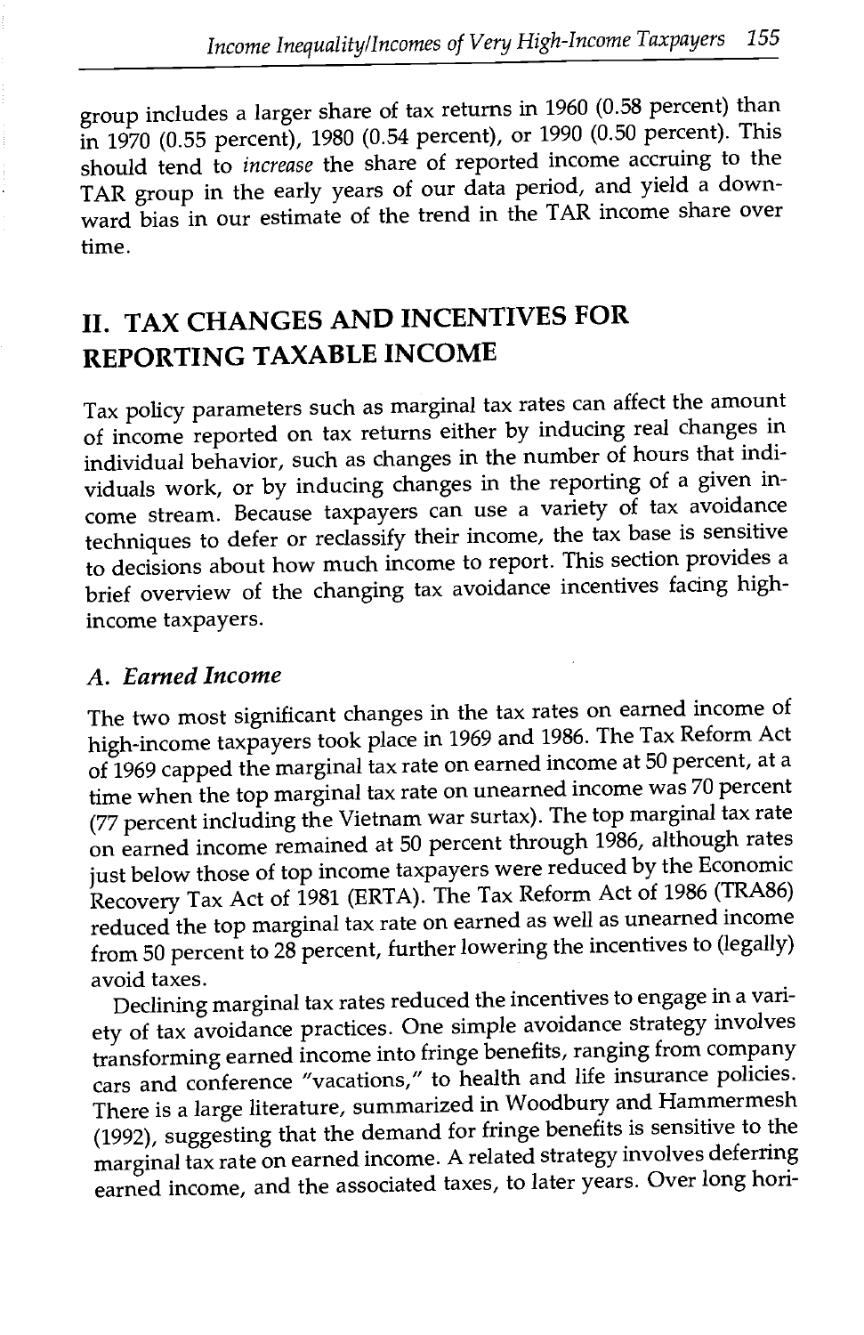group includes a larger share of tax returns in 1960 (0.58 percent) than in 1970 (0.55 percent), 1980 (0.54 percent), or 1990 (0.50 percent). This should tend to *increase* the share of reported income accruing to the TAR group in the early years of our data period, and yield a downward bias in our estimate of the trend in the TAR income share over time.

## II. TAX CHANGES AND INCENTIVES FOR REPORTING TAXABLE INCOME

Tax policy parameters such as marginal tax rates can affect the amount of income reported on tax returns either by inducing real changes in individual behavior, such as changes in the number of hours that individuals work, or by inducing changes in the reporting of a given income stream. Because taxpayers can use a variety of tax avoidance techniques to defer or reclassify their income, the tax base is sensitive to decisions about how much income to report. This section provides a brief overview of the changing tax avoidance incentives facing high-income taxpayers.

### *A. Earned Income*

The two most significant changes in the tax rates on earned income of high-income taxpayers took place in 1969 and 1986. The Tax Reform Act of 1969 capped the marginal tax rate on earned income at 50 percent, at a time when the top marginal tax rate on unearned income was 70 percent (77 percent including the Vietnam war surtax). The top marginal tax rate on earned income remained at 50 percent through 1986, although rates just below those of top income taxpayers were reduced by the Economic Recovery Tax Act of 1981 (ERTA). The Tax Reform Act of 1986 (TRA86) reduced the top marginal tax rate on earned as well as unearned income from 50 percent to 28 percent, further lowering the incentives to (legally) avoid taxes.

Declining marginal tax rates reduced the incentives to engage in a variety of tax avoidance practices. One simple avoidance strategy involves transforming earned income into fringe benefits, ranging from company cars and conference "vacations," to health and life insurance policies. There is a large literature, summarized in Woodbury and Hammermesh (1992), suggesting that the demand for fringe benefits is sensitive to the marginal tax rate on earned income. A related strategy involves deferring earned income, and the associated taxes, to later years. Over long hori-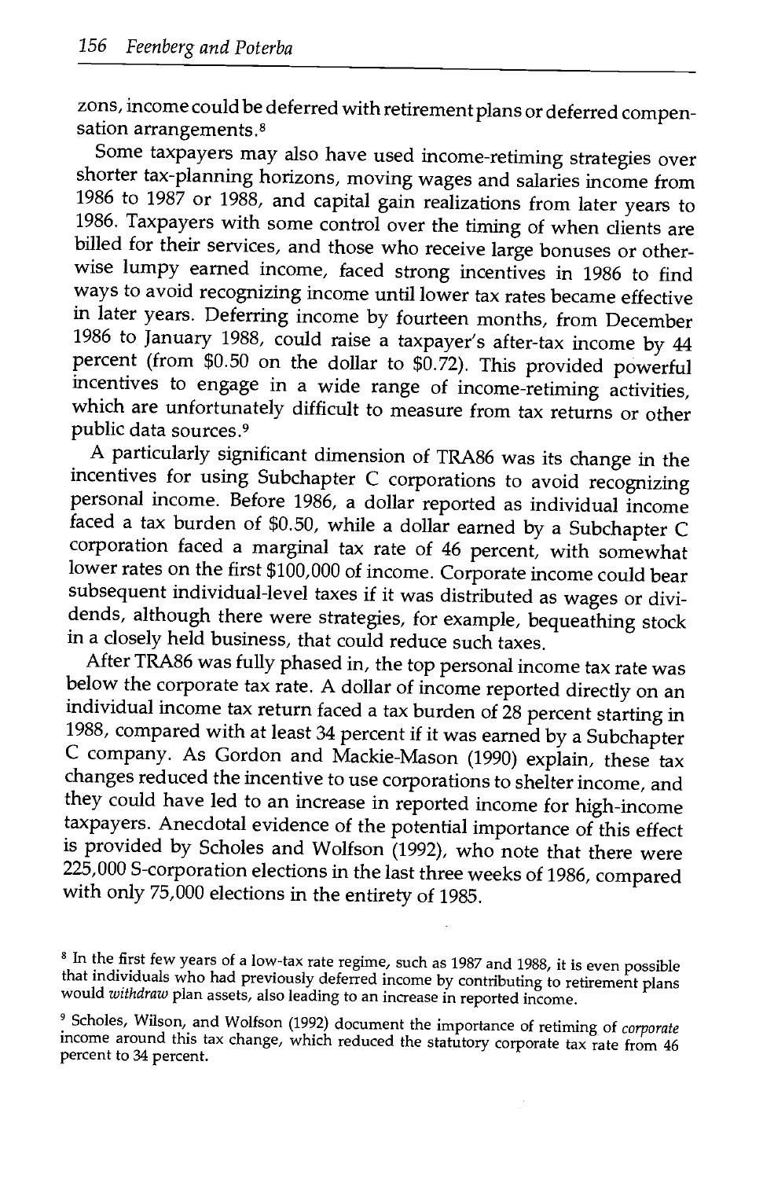zons, income could be deferred with retirement plans or deferred compensation arrangements.[8]

Some taxpayers may also have used income-retiming strategies over shorter tax-planning horizons, moving wages and salaries income from 1986 to 1987 or 1988, and capital gain realizations from later years to 1986. Taxpayers with some control over the timing of when clients are billed for their services, and those who receive large bonuses or otherwise lumpy earned income, faced strong incentives in 1986 to find ways to avoid recognizing income until lower tax rates became effective in later years. Deferring income by fourteen months, from December 1986 to January 1988, could raise a taxpayer's after-tax income by 44 percent (from $0.50 on the dollar to $0.72). This provided powerful incentives to engage in a wide range of income-retiming activities, which are unfortunately difficult to measure from tax returns or other public data sources.[9]

A particularly significant dimension of TRA86 was its change in the incentives for using Subchapter C corporations to avoid recognizing personal income. Before 1986, a dollar reported as individual income faced a tax burden of $0.50, while a dollar earned by a Subchapter C corporation faced a marginal tax rate of 46 percent, with somewhat lower rates on the first $100,000 of income. Corporate income could bear subsequent individual-level taxes if it was distributed as wages or dividends, although there were strategies, for example, bequeathing stock in a closely held business, that could reduce such taxes.

After TRA86 was fully phased in, the top personal income tax rate was below the corporate tax rate. A dollar of income reported directly on an individual income tax return faced a tax burden of 28 percent starting in 1988, compared with at least 34 percent if it was earned by a Subchapter C company. As Gordon and Mackie-Mason (1990) explain, these tax changes reduced the incentive to use corporations to shelter income, and they could have led to an increase in reported income for high-income taxpayers. Anecdotal evidence of the potential importance of this effect is provided by Scholes and Wolfson (1992), who note that there were 225,000 S-corporation elections in the last three weeks of 1986, compared with only 75,000 elections in the entirety of 1985.

[8] In the first few years of a low-tax rate regime, such as 1987 and 1988, it is even possible that individuals who had previously deferred income by contributing to retirement plans would *withdraw* plan assets, also leading to an increase in reported income.

[9] Scholes, Wilson, and Wolfson (1992) document the importance of retiming of *corporate* income around this tax change, which reduced the statutory corporate tax rate from 46 percent to 34 percent.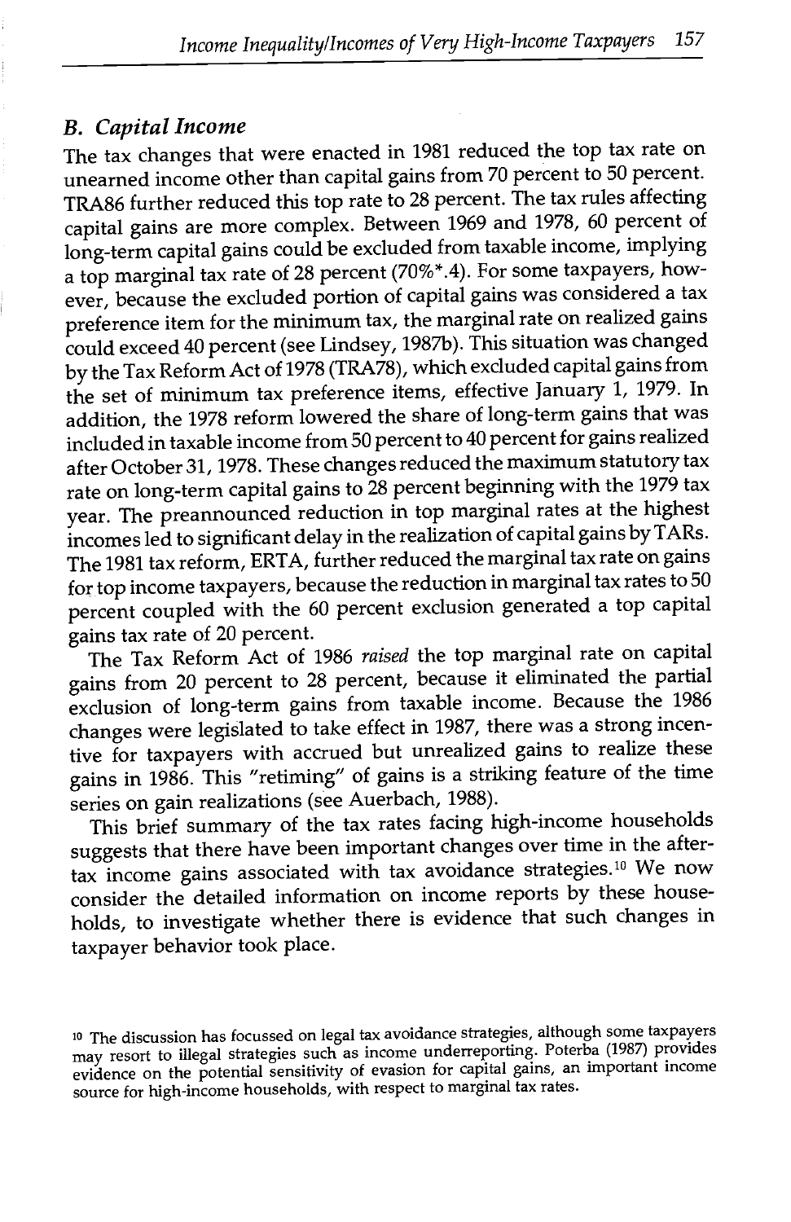### B. Capital Income

The tax changes that were enacted in 1981 reduced the top tax rate on unearned income other than capital gains from 70 percent to 50 percent. TRA86 further reduced this top rate to 28 percent. The tax rules affecting capital gains are more complex. Between 1969 and 1978, 60 percent of long-term capital gains could be excluded from taxable income, implying a top marginal tax rate of 28 percent (70%*.4). For some taxpayers, however, because the excluded portion of capital gains was considered a tax preference item for the minimum tax, the marginal rate on realized gains could exceed 40 percent (see Lindsey, 1987b). This situation was changed by the Tax Reform Act of 1978 (TRA78), which excluded capital gains from the set of minimum tax preference items, effective January 1, 1979. In addition, the 1978 reform lowered the share of long-term gains that was included in taxable income from 50 percent to 40 percent for gains realized after October 31, 1978. These changes reduced the maximum statutory tax rate on long-term capital gains to 28 percent beginning with the 1979 tax year. The preannounced reduction in top marginal rates at the highest incomes led to significant delay in the realization of capital gains by TARs. The 1981 tax reform, ERTA, further reduced the marginal tax rate on gains for top income taxpayers, because the reduction in marginal tax rates to 50 percent coupled with the 60 percent exclusion generated a top capital gains tax rate of 20 percent.

The Tax Reform Act of 1986 *raised* the top marginal rate on capital gains from 20 percent to 28 percent, because it eliminated the partial exclusion of long-term gains from taxable income. Because the 1986 changes were legislated to take effect in 1987, there was a strong incentive for taxpayers with accrued but unrealized gains to realize these gains in 1986. This "retiming" of gains is a striking feature of the time series on gain realizations (see Auerbach, 1988).

This brief summary of the tax rates facing high-income households suggests that there have been important changes over time in the after-tax income gains associated with tax avoidance strategies.[10] We now consider the detailed information on income reports by these households, to investigate whether there is evidence that such changes in taxpayer behavior took place.

[10] The discussion has focussed on legal tax avoidance strategies, although some taxpayers may resort to illegal strategies such as income underreporting. Poterba (1987) provides evidence on the potential sensitivity of evasion for capital gains, an important income source for high-income households, with respect to marginal tax rates.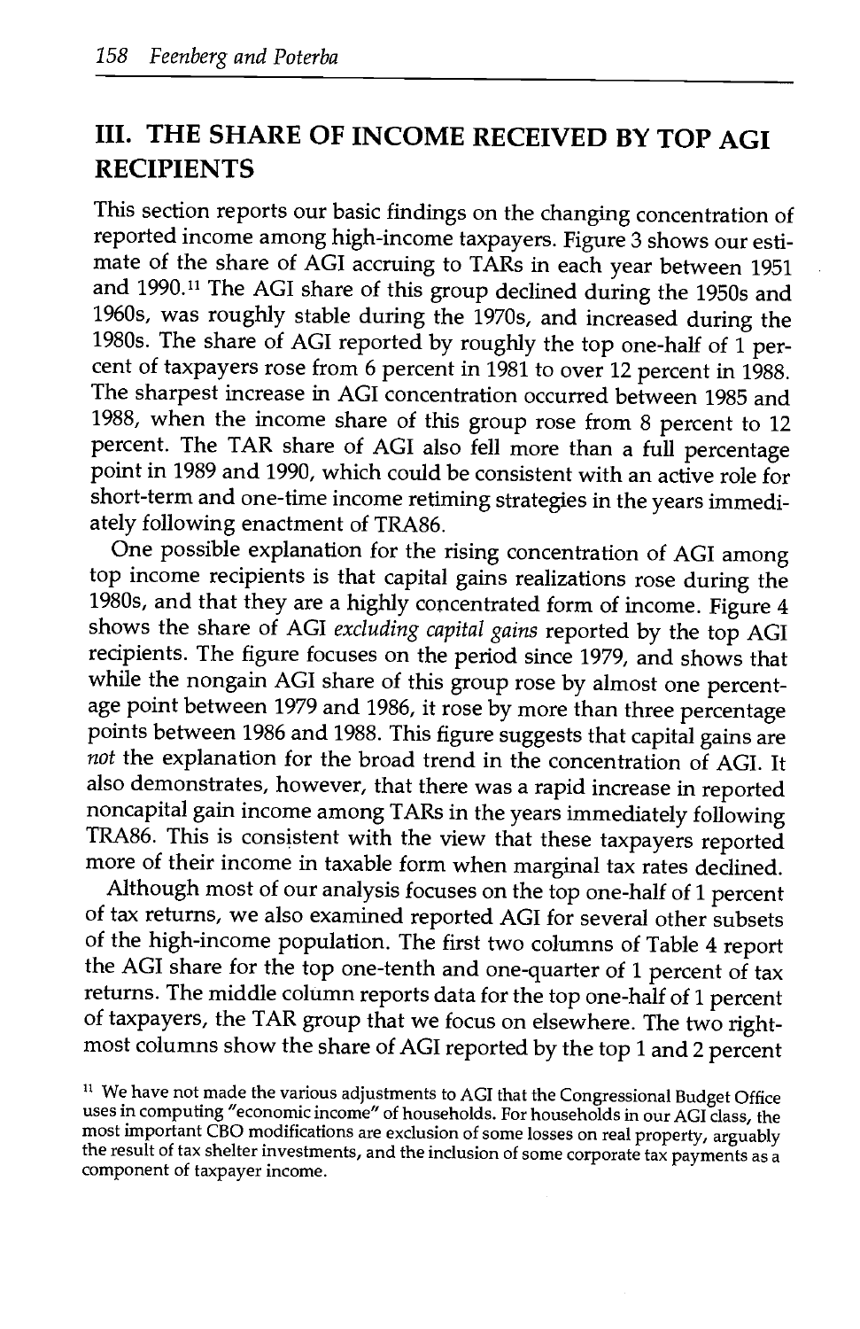## III. THE SHARE OF INCOME RECEIVED BY TOP AGI RECIPIENTS

This section reports our basic findings on the changing concentration of reported income among high-income taxpayers. Figure 3 shows our estimate of the share of AGI accruing to TARs in each year between 1951 and 1990.[11] The AGI share of this group declined during the 1950s and 1960s, was roughly stable during the 1970s, and increased during the 1980s. The share of AGI reported by roughly the top one-half of 1 percent of taxpayers rose from 6 percent in 1981 to over 12 percent in 1988. The sharpest increase in AGI concentration occurred between 1985 and 1988, when the income share of this group rose from 8 percent to 12 percent. The TAR share of AGI also fell more than a full percentage point in 1989 and 1990, which could be consistent with an active role for short-term and one-time income retiming strategies in the years immediately following enactment of TRA86.

One possible explanation for the rising concentration of AGI among top income recipients is that capital gains realizations rose during the 1980s, and that they are a highly concentrated form of income. Figure 4 shows the share of AGI *excluding capital gains* reported by the top AGI recipients. The figure focuses on the period since 1979, and shows that while the nongain AGI share of this group rose by almost one percentage point between 1979 and 1986, it rose by more than three percentage points between 1986 and 1988. This figure suggests that capital gains are *not* the explanation for the broad trend in the concentration of AGI. It also demonstrates, however, that there was a rapid increase in reported noncapital gain income among TARs in the years immediately following TRA86. This is consistent with the view that these taxpayers reported more of their income in taxable form when marginal tax rates declined.

Although most of our analysis focuses on the top one-half of 1 percent of tax returns, we also examined reported AGI for several other subsets of the high-income population. The first two columns of Table 4 report the AGI share for the top one-tenth and one-quarter of 1 percent of tax returns. The middle column reports data for the top one-half of 1 percent of taxpayers, the TAR group that we focus on elsewhere. The two rightmost columns show the share of AGI reported by the top 1 and 2 percent

[11] We have not made the various adjustments to AGI that the Congressional Budget Office uses in computing "economic income" of households. For households in our AGI class, the most important CBO modifications are exclusion of some losses on real property, arguably the result of tax shelter investments, and the inclusion of some corporate tax payments as a component of taxpayer income.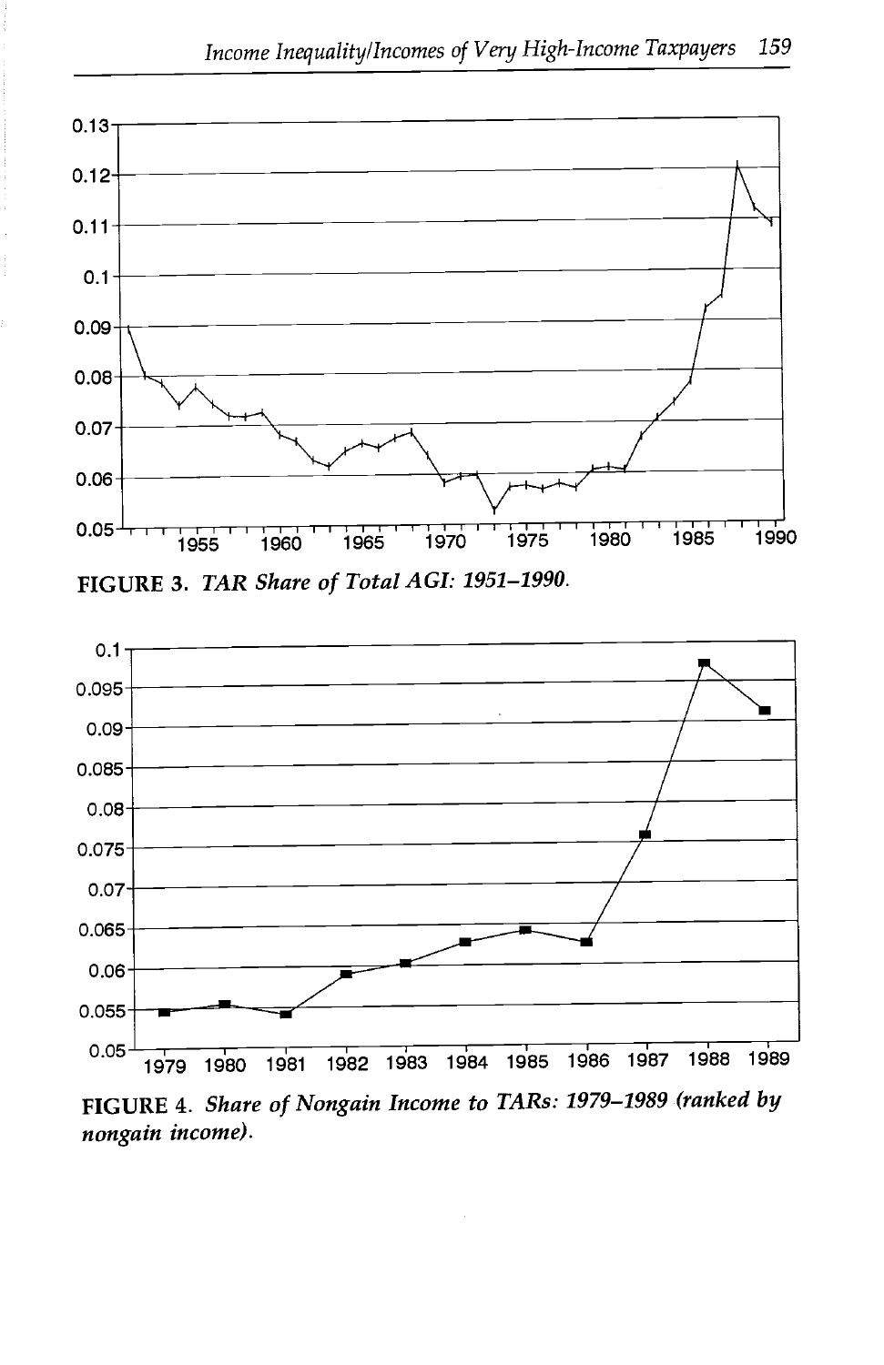FIGURE 3. *TAR Share of Total AGI: 1951–1990.*

FIGURE 4. *Share of Nongain Income to TARs: 1979–1989 (ranked by nongain income).*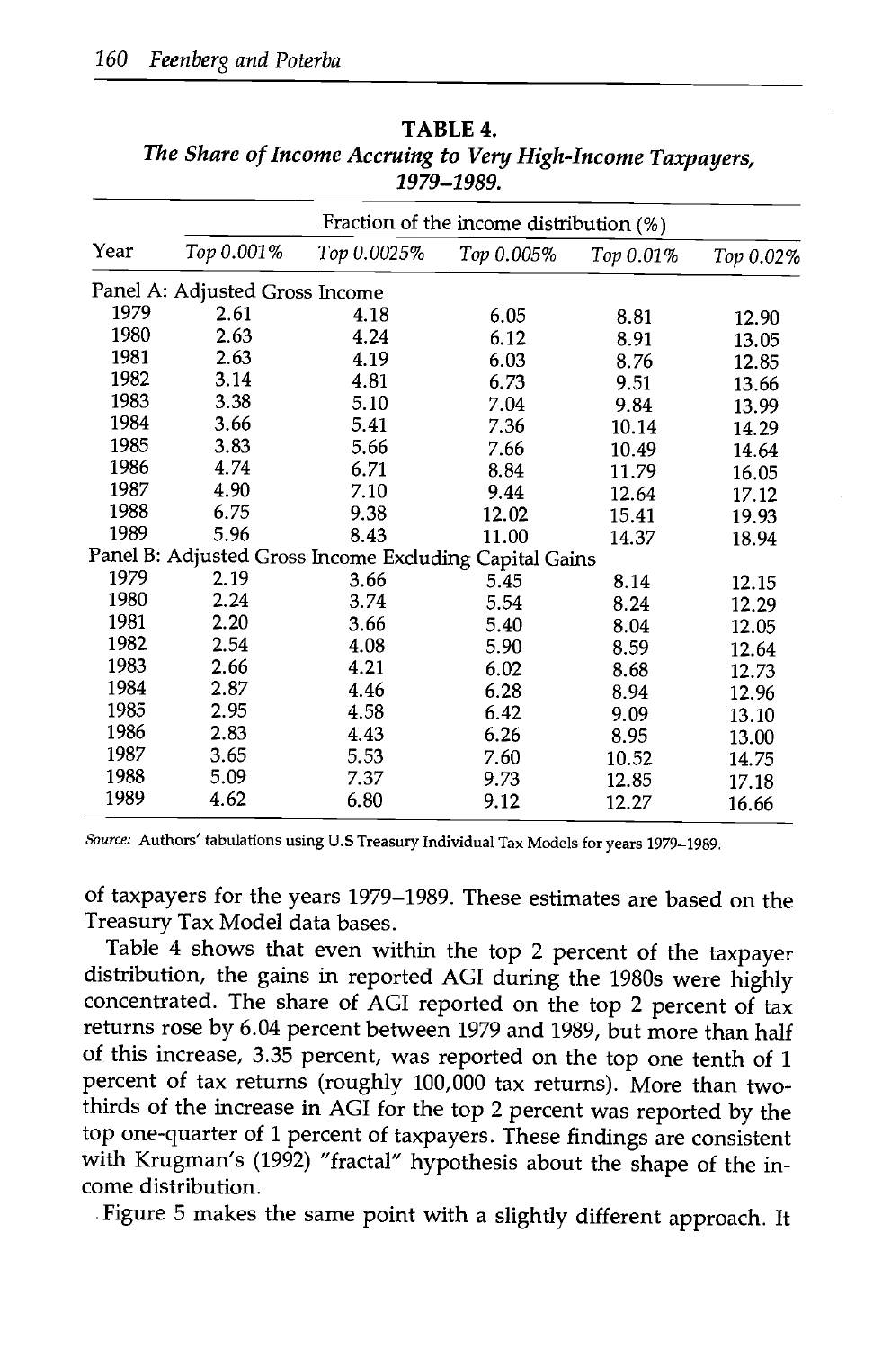**TABLE 4.**
*The Share of Income Accruing to Very High-Income Taxpayers, 1979–1989.*

| Year | Fraction of the income distribution (%) | | | | |
|---|---|---|---|---|---|
| | *Top 0.001%* | *Top 0.0025%* | *Top 0.005%* | *Top 0.01%* | *Top 0.02%* |
| Panel A: Adjusted Gross Income | | | | | |
| 1979 | 2.61 | 4.18 | 6.05 | 8.81 | 12.90 |
| 1980 | 2.63 | 4.24 | 6.12 | 8.91 | 13.05 |
| 1981 | 2.63 | 4.19 | 6.03 | 8.76 | 12.85 |
| 1982 | 3.14 | 4.81 | 6.73 | 9.51 | 13.66 |
| 1983 | 3.38 | 5.10 | 7.04 | 9.84 | 13.99 |
| 1984 | 3.66 | 5.41 | 7.36 | 10.14 | 14.29 |
| 1985 | 3.83 | 5.66 | 7.66 | 10.49 | 14.64 |
| 1986 | 4.74 | 6.71 | 8.84 | 11.79 | 16.05 |
| 1987 | 4.90 | 7.10 | 9.44 | 12.64 | 17.12 |
| 1988 | 6.75 | 9.38 | 12.02 | 15.41 | 19.93 |
| 1989 | 5.96 | 8.43 | 11.00 | 14.37 | 18.94 |
| Panel B: Adjusted Gross Income Excluding Capital Gains | | | | | |
| 1979 | 2.19 | 3.66 | 5.45 | 8.14 | 12.15 |
| 1980 | 2.24 | 3.74 | 5.54 | 8.24 | 12.29 |
| 1981 | 2.20 | 3.66 | 5.40 | 8.04 | 12.05 |
| 1982 | 2.54 | 4.08 | 5.90 | 8.59 | 12.64 |
| 1983 | 2.66 | 4.21 | 6.02 | 8.68 | 12.73 |
| 1984 | 2.87 | 4.46 | 6.28 | 8.94 | 12.96 |
| 1985 | 2.95 | 4.58 | 6.42 | 9.09 | 13.10 |
| 1986 | 2.83 | 4.43 | 6.26 | 8.95 | 13.00 |
| 1987 | 3.65 | 5.53 | 7.60 | 10.52 | 14.75 |
| 1988 | 5.09 | 7.37 | 9.73 | 12.85 | 17.18 |
| 1989 | 4.62 | 6.80 | 9.12 | 12.27 | 16.66 |

*Source:* Authors' tabulations using U.S Treasury Individual Tax Models for years 1979–1989.

of taxpayers for the years 1979–1989. These estimates are based on the Treasury Tax Model data bases.

Table 4 shows that even within the top 2 percent of the taxpayer distribution, the gains in reported AGI during the 1980s were highly concentrated. The share of AGI reported on the top 2 percent of tax returns rose by 6.04 percent between 1979 and 1989, but more than half of this increase, 3.35 percent, was reported on the top one tenth of 1 percent of tax returns (roughly 100,000 tax returns). More than two-thirds of the increase in AGI for the top 2 percent was reported by the top one-quarter of 1 percent of taxpayers. These findings are consistent with Krugman's (1992) "fractal" hypothesis about the shape of the income distribution.

Figure 5 makes the same point with a slightly different approach. It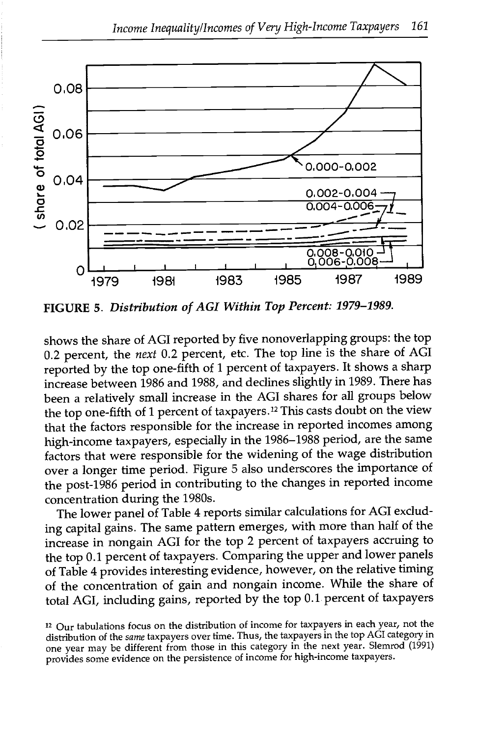FIGURE 5. *Distribution of AGI Within Top Percent: 1979–1989.*

shows the share of AGI reported by five nonoverlapping groups: the top 0.2 percent, the *next* 0.2 percent, etc. The top line is the share of AGI reported by the top one-fifth of 1 percent of taxpayers. It shows a sharp increase between 1986 and 1988, and declines slightly in 1989. There has been a relatively small increase in the AGI shares for all groups below the top one-fifth of 1 percent of taxpayers.[12] This casts doubt on the view that the factors responsible for the increase in reported incomes among high-income taxpayers, especially in the 1986–1988 period, are the same factors that were responsible for the widening of the wage distribution over a longer time period. Figure 5 also underscores the importance of the post-1986 period in contributing to the changes in reported income concentration during the 1980s.

The lower panel of Table 4 reports similar calculations for AGI excluding capital gains. The same pattern emerges, with more than half of the increase in nongain AGI for the top 2 percent of taxpayers accruing to the top 0.1 percent of taxpayers. Comparing the upper and lower panels of Table 4 provides interesting evidence, however, on the relative timing of the concentration of gain and nongain income. While the share of total AGI, including gains, reported by the top 0.1 percent of taxpayers

[12] Our tabulations focus on the distribution of income for taxpayers in each year, not the distribution of the *same* taxpayers over time. Thus, the taxpayers in the top AGI category in one year may be different from those in this category in the next year. Slemrod (1991) provides some evidence on the persistence of income for high-income taxpayers.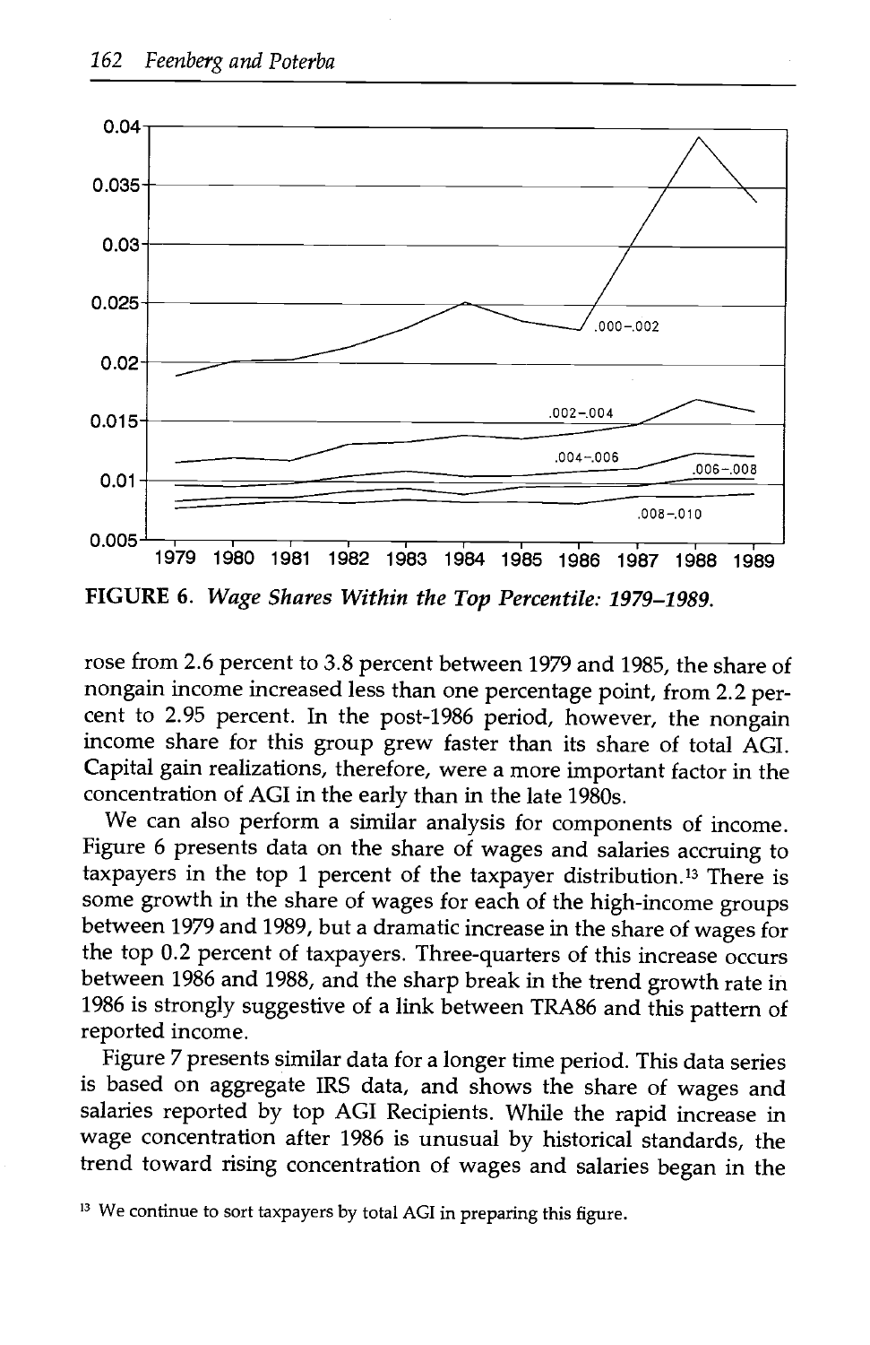FIGURE 6. *Wage Shares Within the Top Percentile: 1979–1989.*

rose from 2.6 percent to 3.8 percent between 1979 and 1985, the share of nongain income increased less than one percentage point, from 2.2 percent to 2.95 percent. In the post-1986 period, however, the nongain income share for this group grew faster than its share of total AGI. Capital gain realizations, therefore, were a more important factor in the concentration of AGI in the early than in the late 1980s.

We can also perform a similar analysis for components of income. Figure 6 presents data on the share of wages and salaries accruing to taxpayers in the top 1 percent of the taxpayer distribution.[13] There is some growth in the share of wages for each of the high-income groups between 1979 and 1989, but a dramatic increase in the share of wages for the top 0.2 percent of taxpayers. Three-quarters of this increase occurs between 1986 and 1988, and the sharp break in the trend growth rate in 1986 is strongly suggestive of a link between TRA86 and this pattern of reported income.

Figure 7 presents similar data for a longer time period. This data series is based on aggregate IRS data, and shows the share of wages and salaries reported by top AGI Recipients. While the rapid increase in wage concentration after 1986 is unusual by historical standards, the trend toward rising concentration of wages and salaries began in the

[13] We continue to sort taxpayers by total AGI in preparing this figure.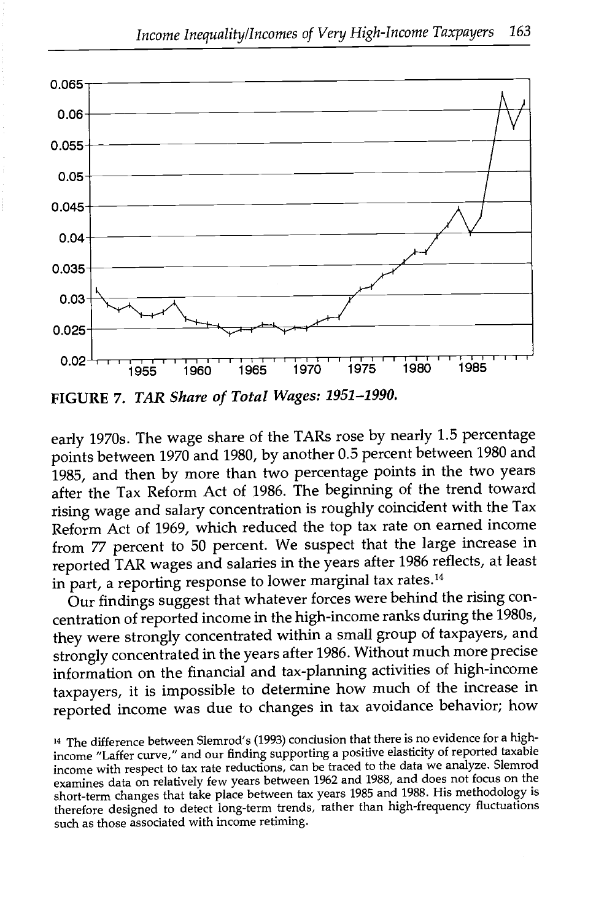**FIGURE 7.** *TAR Share of Total Wages: 1951–1990.*

early 1970s. The wage share of the TARs rose by nearly 1.5 percentage points between 1970 and 1980, by another 0.5 percent between 1980 and 1985, and then by more than two percentage points in the two years after the Tax Reform Act of 1986. The beginning of the trend toward rising wage and salary concentration is roughly coincident with the Tax Reform Act of 1969, which reduced the top tax rate on earned income from 77 percent to 50 percent. We suspect that the large increase in reported TAR wages and salaries in the years after 1986 reflects, at least in part, a reporting response to lower marginal tax rates.[14]

Our findings suggest that whatever forces were behind the rising concentration of reported income in the high-income ranks during the 1980s, they were strongly concentrated within a small group of taxpayers, and strongly concentrated in the years after 1986. Without much more precise information on the financial and tax-planning activities of high-income taxpayers, it is impossible to determine how much of the increase in reported income was due to changes in tax avoidance behavior; how

[14] The difference between Slemrod's (1993) conclusion that there is no evidence for a high-income "Laffer curve," and our finding supporting a positive elasticity of reported taxable income with respect to tax rate reductions, can be traced to the data we analyze. Slemrod examines data on relatively few years between 1962 and 1988, and does not focus on the short-term changes that take place between tax years 1985 and 1988. His methodology is therefore designed to detect long-term trends, rather than high-frequency fluctuations such as those associated with income retiming.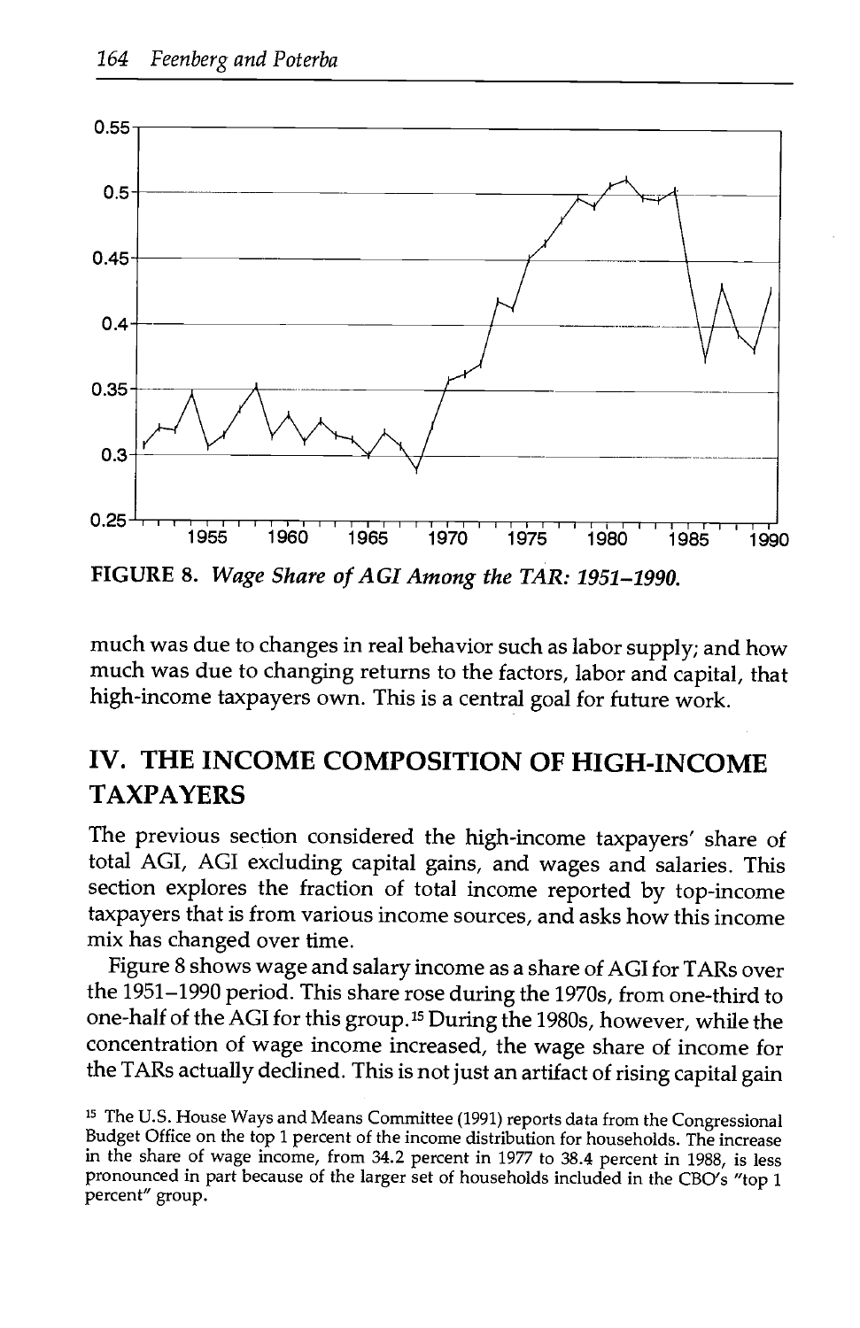FIGURE 8. *Wage Share of AGI Among the TAR: 1951–1990.*

much was due to changes in real behavior such as labor supply; and how much was due to changing returns to the factors, labor and capital, that high-income taxpayers own. This is a central goal for future work.

## IV. THE INCOME COMPOSITION OF HIGH-INCOME TAXPAYERS

The previous section considered the high-income taxpayers' share of total AGI, AGI excluding capital gains, and wages and salaries. This section explores the fraction of total income reported by top-income taxpayers that is from various income sources, and asks how this income mix has changed over time.

Figure 8 shows wage and salary income as a share of AGI for TARs over the 1951–1990 period. This share rose during the 1970s, from one-third to one-half of the AGI for this group.[15] During the 1980s, however, while the concentration of wage income increased, the wage share of income for the TARs actually declined. This is not just an artifact of rising capital gain

[15] The U.S. House Ways and Means Committee (1991) reports data from the Congressional Budget Office on the top 1 percent of the income distribution for households. The increase in the share of wage income, from 34.2 percent in 1977 to 38.4 percent in 1988, is less pronounced in part because of the larger set of households included in the CBO's "top 1 percent" group.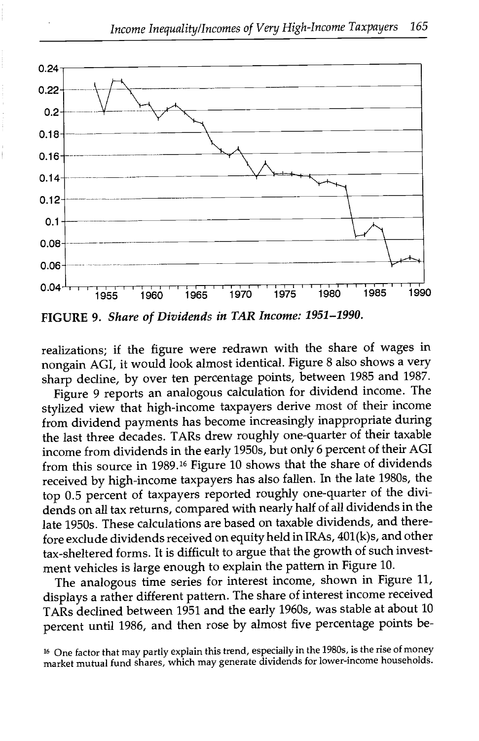**FIGURE 9.** ***Share of Dividends in TAR Income: 1951–1990.***

realizations; if the figure were redrawn with the share of wages in nongain AGI, it would look almost identical. Figure 8 also shows a very sharp decline, by over ten percentage points, between 1985 and 1987.

Figure 9 reports an analogous calculation for dividend income. The stylized view that high-income taxpayers derive most of their income from dividend payments has become increasingly inappropriate during the last three decades. TARs drew roughly one-quarter of their taxable income from dividends in the early 1950s, but only 6 percent of their AGI from this source in 1989.[16] Figure 10 shows that the share of dividends received by high-income taxpayers has also fallen. In the late 1980s, the top 0.5 percent of taxpayers reported roughly one-quarter of the dividends on all tax returns, compared with nearly half of all dividends in the late 1950s. These calculations are based on taxable dividends, and therefore exclude dividends received on equity held in IRAs, 401(k)s, and other tax-sheltered forms. It is difficult to argue that the growth of such investment vehicles is large enough to explain the pattern in Figure 10.

The analogous time series for interest income, shown in Figure 11, displays a rather different pattern. The share of interest income received TARs declined between 1951 and the early 1960s, was stable at about 10 percent until 1986, and then rose by almost five percentage points be-

[16] One factor that may partly explain this trend, especially in the 1980s, is the rise of money market mutual fund shares, which may generate dividends for lower-income households.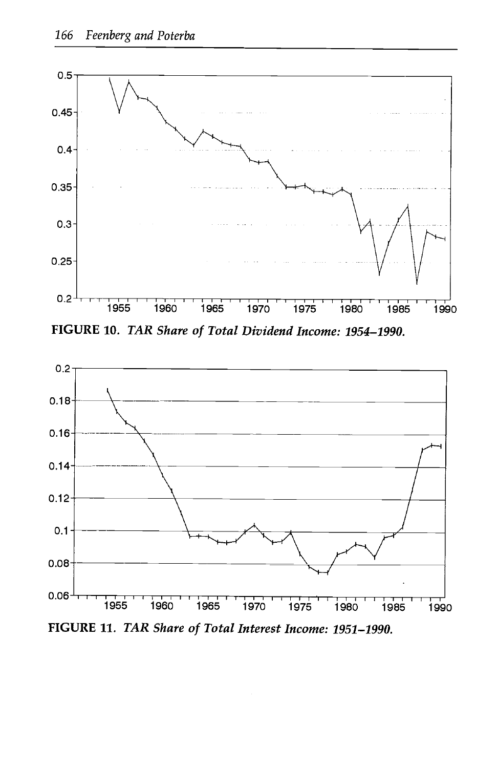**FIGURE 10.** *TAR Share of Total Dividend Income: 1954–1990.*

**FIGURE 11.** *TAR Share of Total Interest Income: 1951–1990.*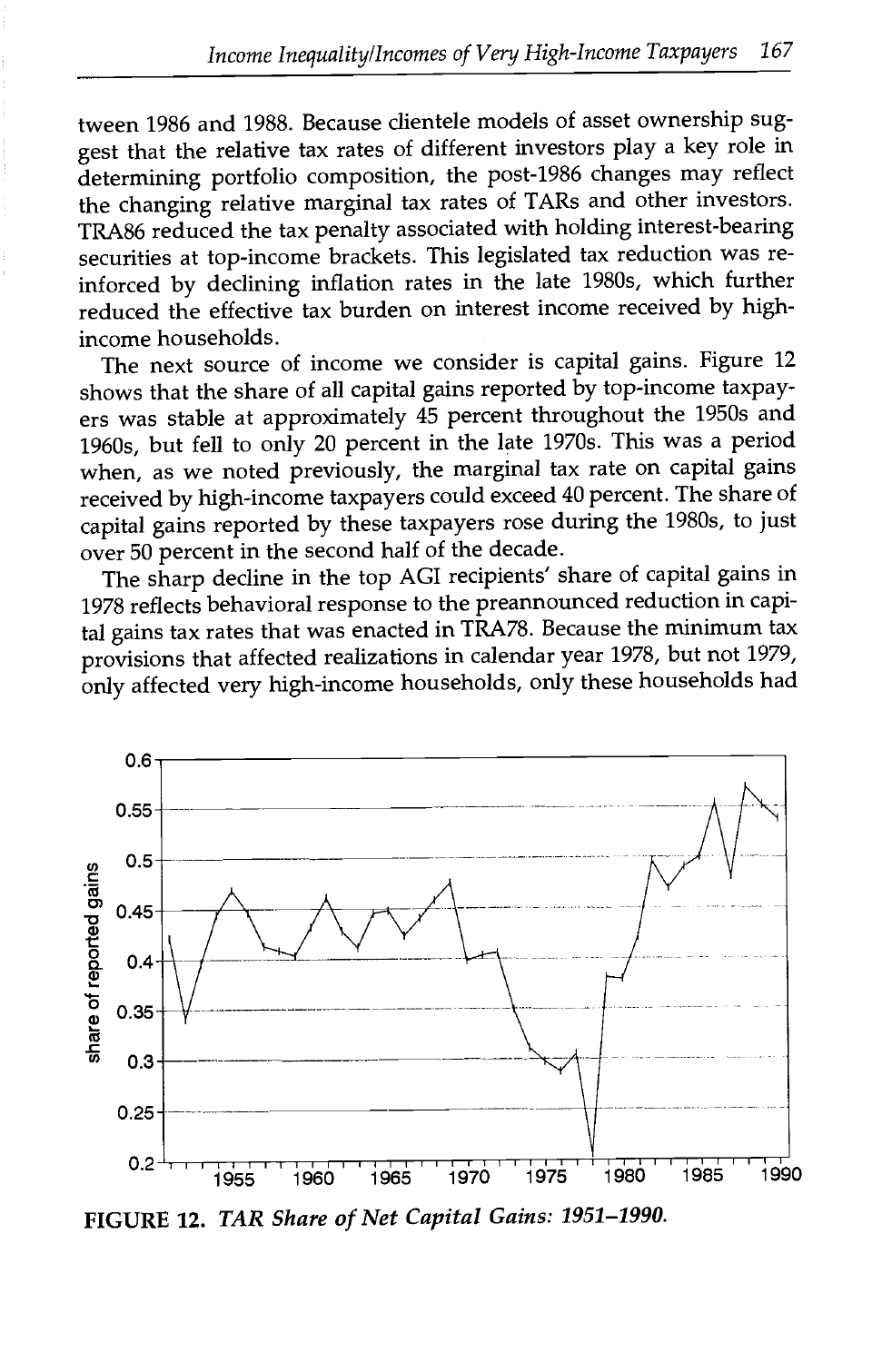tween 1986 and 1988. Because clientele models of asset ownership suggest that the relative tax rates of different investors play a key role in determining portfolio composition, the post-1986 changes may reflect the changing relative marginal tax rates of TARs and other investors. TRA86 reduced the tax penalty associated with holding interest-bearing securities at top-income brackets. This legislated tax reduction was reinforced by declining inflation rates in the late 1980s, which further reduced the effective tax burden on interest income received by high-income households.

The next source of income we consider is capital gains. Figure 12 shows that the share of all capital gains reported by top-income taxpayers was stable at approximately 45 percent throughout the 1950s and 1960s, but fell to only 20 percent in the late 1970s. This was a period when, as we noted previously, the marginal tax rate on capital gains received by high-income taxpayers could exceed 40 percent. The share of capital gains reported by these taxpayers rose during the 1980s, to just over 50 percent in the second half of the decade.

The sharp decline in the top AGI recipients' share of capital gains in 1978 reflects behavioral response to the preannounced reduction in capital gains tax rates that was enacted in TRA78. Because the minimum tax provisions that affected realizations in calendar year 1978, but not 1979, only affected very high-income households, only these households had

**FIGURE 12.** *TAR Share of Net Capital Gains: 1951–1990.*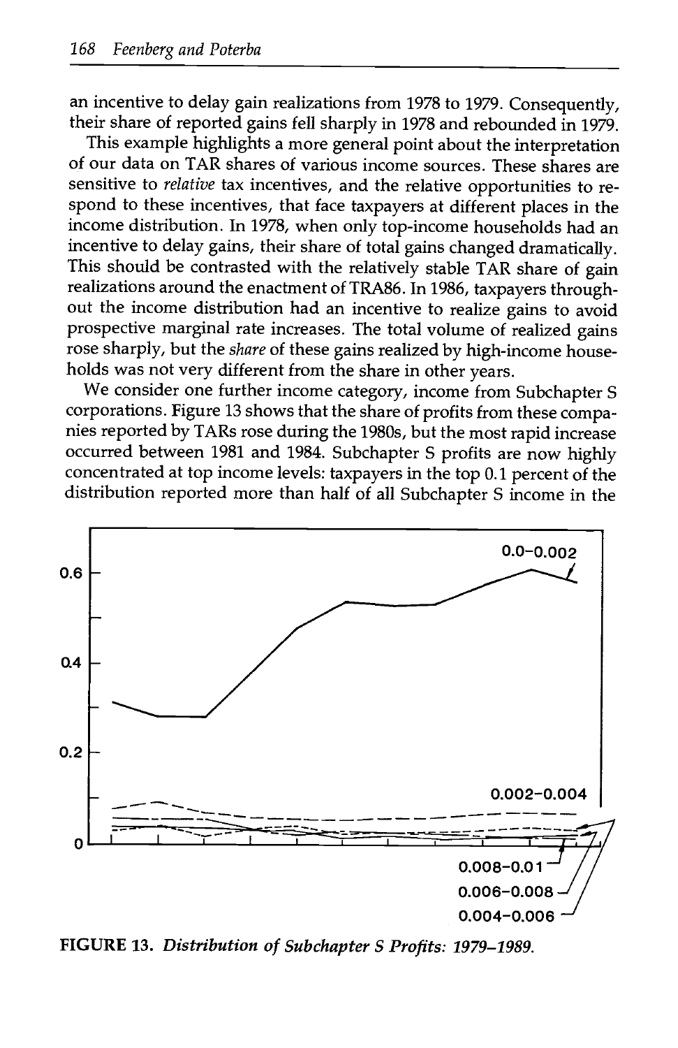an incentive to delay gain realizations from 1978 to 1979. Consequently, their share of reported gains fell sharply in 1978 and rebounded in 1979.

This example highlights a more general point about the interpretation of our data on TAR shares of various income sources. These shares are sensitive to *relative* tax incentives, and the relative opportunities to respond to these incentives, that face taxpayers at different places in the income distribution. In 1978, when only top-income households had an incentive to delay gains, their share of total gains changed dramatically. This should be contrasted with the relatively stable TAR share of gain realizations around the enactment of TRA86. In 1986, taxpayers throughout the income distribution had an incentive to realize gains to avoid prospective marginal rate increases. The total volume of realized gains rose sharply, but the *share* of these gains realized by high-income households was not very different from the share in other years.

We consider one further income category, income from Subchapter S corporations. Figure 13 shows that the share of profits from these companies reported by TARs rose during the 1980s, but the most rapid increase occurred between 1981 and 1984. Subchapter S profits are now highly concentrated at top income levels: taxpayers in the top 0.1 percent of the distribution reported more than half of all Subchapter S income in the

**FIGURE 13.** *Distribution of Subchapter S Profits: 1979–1989.*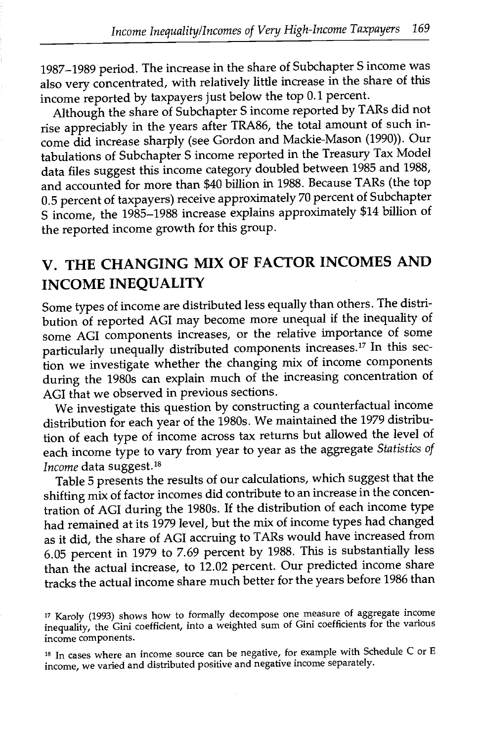1987–1989 period. The increase in the share of Subchapter S income was also very concentrated, with relatively little increase in the share of this income reported by taxpayers just below the top 0.1 percent.

Although the share of Subchapter S income reported by TARs did not rise appreciably in the years after TRA86, the total amount of such income did increase sharply (see Gordon and Mackie-Mason (1990)). Our tabulations of Subchapter S income reported in the Treasury Tax Model data files suggest this income category doubled between 1985 and 1988, and accounted for more than $40 billion in 1988. Because TARs (the top 0.5 percent of taxpayers) receive approximately 70 percent of Subchapter S income, the 1985–1988 increase explains approximately $14 billion of the reported income growth for this group.

## V. THE CHANGING MIX OF FACTOR INCOMES AND INCOME INEQUALITY

Some types of income are distributed less equally than others. The distribution of reported AGI may become more unequal if the inequality of some AGI components increases, or the relative importance of some particularly unequally distributed components increases.[17] In this section we investigate whether the changing mix of income components during the 1980s can explain much of the increasing concentration of AGI that we observed in previous sections.

We investigate this question by constructing a counterfactual income distribution for each year of the 1980s. We maintained the 1979 distribution of each type of income across tax returns but allowed the level of each income type to vary from year to year as the aggregate *Statistics of Income* data suggest.[18]

Table 5 presents the results of our calculations, which suggest that the shifting mix of factor incomes did contribute to an increase in the concentration of AGI during the 1980s. If the distribution of each income type had remained at its 1979 level, but the mix of income types had changed as it did, the share of AGI accruing to TARs would have increased from 6.05 percent in 1979 to 7.69 percent by 1988. This is substantially less than the actual increase, to 12.02 percent. Our predicted income share tracks the actual income share much better for the years before 1986 than

[17] Karoly (1993) shows how to formally decompose one measure of aggregate income inequality, the Gini coefficient, into a weighted sum of Gini coefficients for the various income components.

[18] In cases where an income source can be negative, for example with Schedule C or E income, we varied and distributed positive and negative income separately.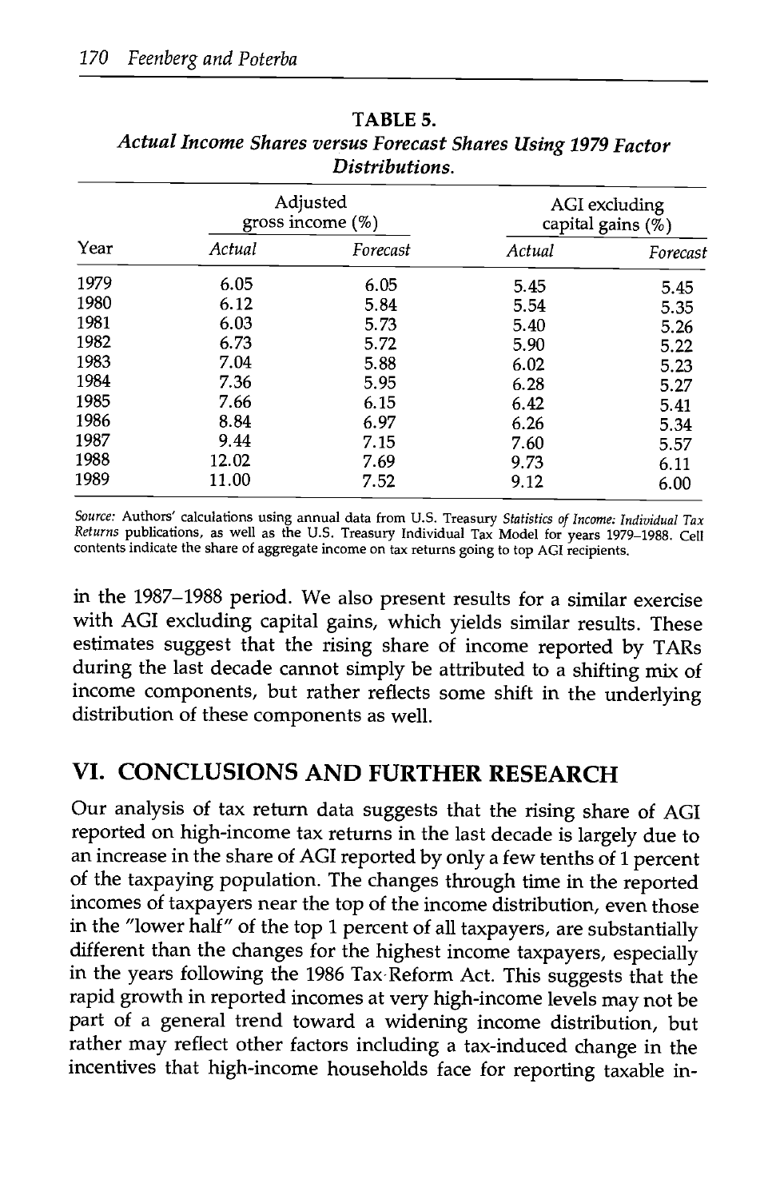**TABLE 5.**
*Actual Income Shares versus Forecast Shares Using 1979 Factor Distributions.*

| Year | Adjusted gross income (%) | | AGI excluding capital gains (%) | |
|---|---|---|---|---|
| | *Actual* | *Forecast* | *Actual* | *Forecast* |
| 1979 | 6.05 | 6.05 | 5.45 | 5.45 |
| 1980 | 6.12 | 5.84 | 5.54 | 5.35 |
| 1981 | 6.03 | 5.73 | 5.40 | 5.26 |
| 1982 | 6.73 | 5.72 | 5.90 | 5.22 |
| 1983 | 7.04 | 5.88 | 6.02 | 5.23 |
| 1984 | 7.36 | 5.95 | 6.28 | 5.27 |
| 1985 | 7.66 | 6.15 | 6.42 | 5.41 |
| 1986 | 8.84 | 6.97 | 6.26 | 5.34 |
| 1987 | 9.44 | 7.15 | 7.60 | 5.57 |
| 1988 | 12.02 | 7.69 | 9.73 | 6.11 |
| 1989 | 11.00 | 7.52 | 9.12 | 6.00 |

*Source:* Authors' calculations using annual data from U.S. Treasury *Statistics of Income: Individual Tax Returns* publications, as well as the U.S. Treasury Individual Tax Model for years 1979–1988. Cell contents indicate the share of aggregate income on tax returns going to top AGI recipients.

in the 1987–1988 period. We also present results for a similar exercise with AGI excluding capital gains, which yields similar results. These estimates suggest that the rising share of income reported by TARs during the last decade cannot simply be attributed to a shifting mix of income components, but rather reflects some shift in the underlying distribution of these components as well.

## VI. CONCLUSIONS AND FURTHER RESEARCH

Our analysis of tax return data suggests that the rising share of AGI reported on high-income tax returns in the last decade is largely due to an increase in the share of AGI reported by only a few tenths of 1 percent of the taxpaying population. The changes through time in the reported incomes of taxpayers near the top of the income distribution, even those in the "lower half" of the top 1 percent of all taxpayers, are substantially different than the changes for the highest income taxpayers, especially in the years following the 1986 Tax Reform Act. This suggests that the rapid growth in reported incomes at very high-income levels may not be part of a general trend toward a widening income distribution, but rather may reflect other factors including a tax-induced change in the incentives that high-income households face for reporting taxable in-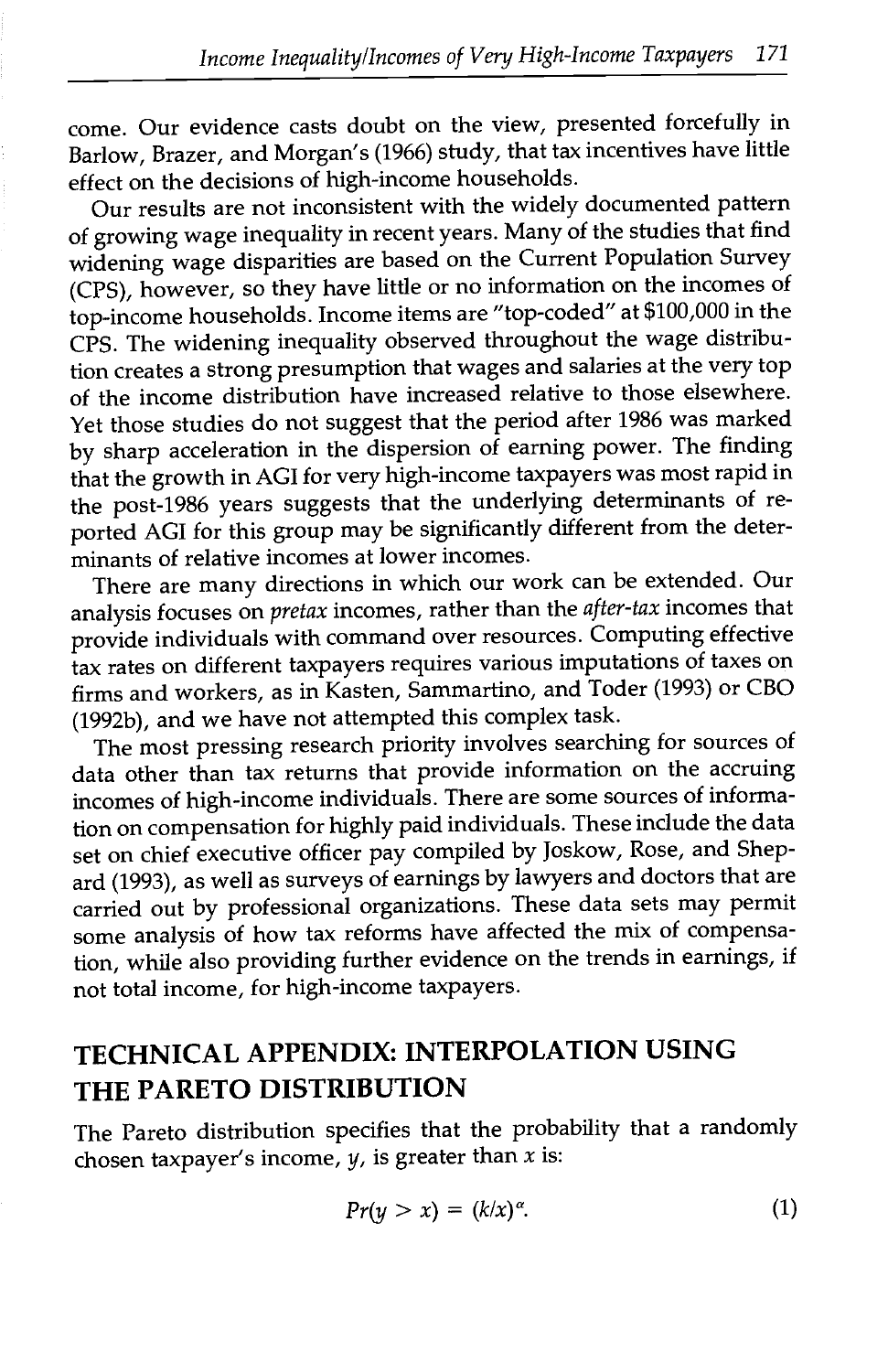come. Our evidence casts doubt on the view, presented forcefully in Barlow, Brazer, and Morgan's (1966) study, that tax incentives have little effect on the decisions of high-income households.

Our results are not inconsistent with the widely documented pattern of growing wage inequality in recent years. Many of the studies that find widening wage disparities are based on the Current Population Survey (CPS), however, so they have little or no information on the incomes of top-income households. Income items are "top-coded" at $100,000 in the CPS. The widening inequality observed throughout the wage distribution creates a strong presumption that wages and salaries at the very top of the income distribution have increased relative to those elsewhere. Yet those studies do not suggest that the period after 1986 was marked by sharp acceleration in the dispersion of earning power. The finding that the growth in AGI for very high-income taxpayers was most rapid in the post-1986 years suggests that the underlying determinants of reported AGI for this group may be significantly different from the determinants of relative incomes at lower incomes.

There are many directions in which our work can be extended. Our analysis focuses on *pretax* incomes, rather than the *after-tax* incomes that provide individuals with command over resources. Computing effective tax rates on different taxpayers requires various imputations of taxes on firms and workers, as in Kasten, Sammartino, and Toder (1993) or CBO (1992b), and we have not attempted this complex task.

The most pressing research priority involves searching for sources of data other than tax returns that provide information on the accruing incomes of high-income individuals. There are some sources of information on compensation for highly paid individuals. These include the data set on chief executive officer pay compiled by Joskow, Rose, and Shepard (1993), as well as surveys of earnings by lawyers and doctors that are carried out by professional organizations. These data sets may permit some analysis of how tax reforms have affected the mix of compensation, while also providing further evidence on the trends in earnings, if not total income, for high-income taxpayers.

## TECHNICAL APPENDIX: INTERPOLATION USING THE PARETO DISTRIBUTION

The Pareto distribution specifies that the probability that a randomly chosen taxpayer's income, $y$, is greater than $x$ is:

$$Pr(y > x) = (k/x)^{\alpha}. \tag{1}$$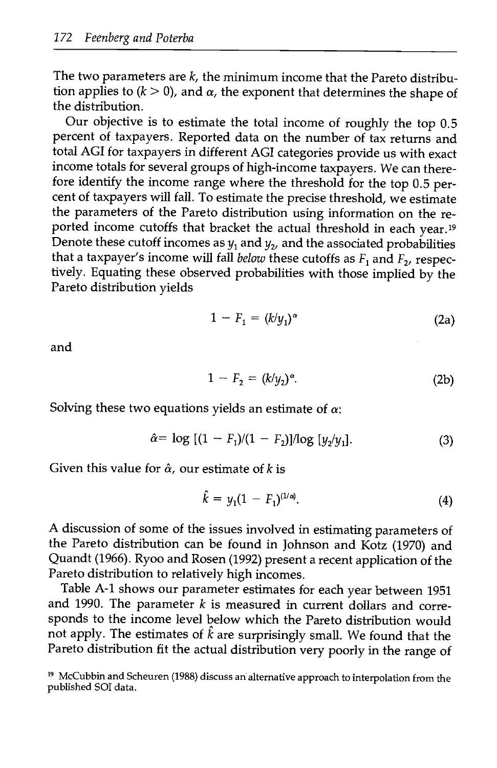The two parameters are $k$, the minimum income that the Pareto distribution applies to ($k > 0$), and $\alpha$, the exponent that determines the shape of the distribution.

Our objective is to estimate the total income of roughly the top 0.5 percent of taxpayers. Reported data on the number of tax returns and total AGI for taxpayers in different AGI categories provide us with exact income totals for several groups of high-income taxpayers. We can therefore identify the income range where the threshold for the top 0.5 percent of taxpayers will fall. To estimate the precise threshold, we estimate the parameters of the Pareto distribution using information on the reported income cutoffs that bracket the actual threshold in each year.[19] Denote these cutoff incomes as $y_1$ and $y_2$, and the associated probabilities that a taxpayer's income will fall *below* these cutoffs as $F_1$ and $F_2$, respectively. Equating these observed probabilities with those implied by the Pareto distribution yields

$$1 - F_1 = (k/y_1)^{\alpha} \tag{2a}$$

and

$$1 - F_2 = (k/y_2)^{\alpha}. \tag{2b}$$

Solving these two equations yields an estimate of $\alpha$:

$$\hat{\alpha} = \log\,[(1 - F_1)/(1 - F_2)]/\log\,[y_2/y_1]. \tag{3}$$

Given this value for $\hat{\alpha}$, our estimate of $k$ is

$$\hat{k} = y_1(1 - F_1)^{(1/\hat{\alpha})}. \tag{4}$$

A discussion of some of the issues involved in estimating parameters of the Pareto distribution can be found in Johnson and Kotz (1970) and Quandt (1966). Ryoo and Rosen (1992) present a recent application of the Pareto distribution to relatively high incomes.

Table A-1 shows our parameter estimates for each year between 1951 and 1990. The parameter $k$ is measured in current dollars and corresponds to the income level below which the Pareto distribution would not apply. The estimates of $\hat{k}$ are surprisingly small. We found that the Pareto distribution fit the actual distribution very poorly in the range of

[19] McCubbin and Scheuren (1988) discuss an alternative approach to interpolation from the published SOI data.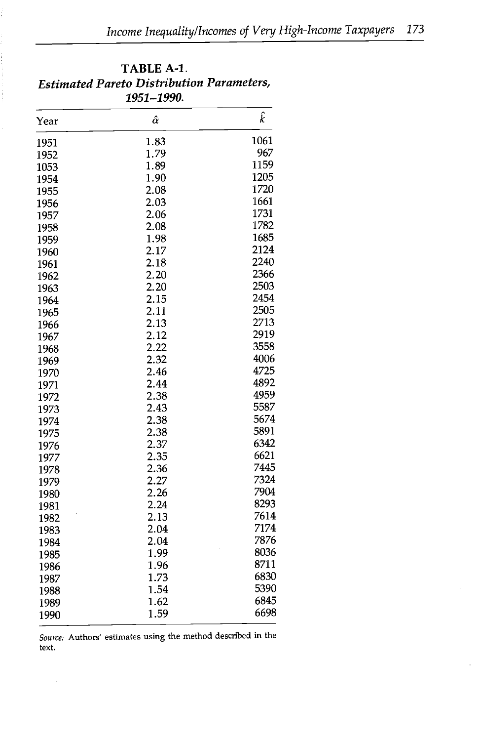**TABLE A-1.**
***Estimated Pareto Distribution Parameters, 1951–1990.***

| Year | $\hat{\alpha}$ | $\hat{k}$ |
|---|---|---|
| 1951 | 1.83 | 1061 |
| 1952 | 1.79 | 967 |
| 1053 | 1.89 | 1159 |
| 1954 | 1.90 | 1205 |
| 1955 | 2.08 | 1720 |
| 1956 | 2.03 | 1661 |
| 1957 | 2.06 | 1731 |
| 1958 | 2.08 | 1782 |
| 1959 | 1.98 | 1685 |
| 1960 | 2.17 | 2124 |
| 1961 | 2.18 | 2240 |
| 1962 | 2.20 | 2366 |
| 1963 | 2.20 | 2503 |
| 1964 | 2.15 | 2454 |
| 1965 | 2.11 | 2505 |
| 1966 | 2.13 | 2713 |
| 1967 | 2.12 | 2919 |
| 1968 | 2.22 | 3558 |
| 1969 | 2.32 | 4006 |
| 1970 | 2.46 | 4725 |
| 1971 | 2.44 | 4892 |
| 1972 | 2.38 | 4959 |
| 1973 | 2.43 | 5587 |
| 1974 | 2.38 | 5674 |
| 1975 | 2.38 | 5891 |
| 1976 | 2.37 | 6342 |
| 1977 | 2.35 | 6621 |
| 1978 | 2.36 | 7445 |
| 1979 | 2.27 | 7324 |
| 1980 | 2.26 | 7904 |
| 1981 | 2.24 | 8293 |
| 1982 | 2.13 | 7614 |
| 1983 | 2.04 | 7174 |
| 1984 | 2.04 | 7876 |
| 1985 | 1.99 | 8036 |
| 1986 | 1.96 | 8711 |
| 1987 | 1.73 | 6830 |
| 1988 | 1.54 | 5390 |
| 1989 | 1.62 | 6845 |
| 1990 | 1.59 | 6698 |

*Source:* Authors' estimates using the method described in the text.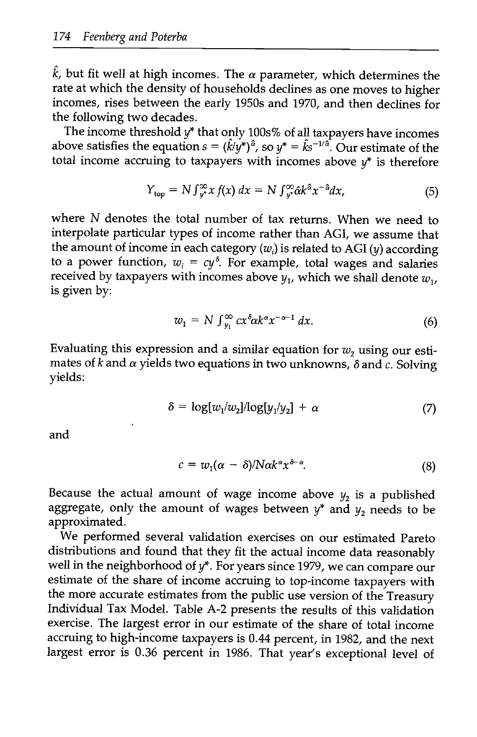$\hat{k}$, but fit well at high incomes. The $\alpha$ parameter, which determines the rate at which the density of households declines as one moves to higher incomes, rises between the early 1950s and 1970, and then declines for the following two decades.

The income threshold $y^*$ that only 100s% of all taxpayers have incomes above satisfies the equation $s = (\hat{k}/y^*)^{\hat{\alpha}}$, so $y^* = \hat{k}s^{-1/\hat{\alpha}}$. Our estimate of the total income accruing to taxpayers with incomes above $y^*$ is therefore

$$Y_{\text{top}} = N \int_{y^*}^{\infty} x\, f(x)\, dx = N \int_{y^*}^{\infty} \hat{\alpha}\hat{k}^{\hat{\alpha}} x^{-\hat{\alpha}} dx, \tag{5}$$

where $N$ denotes the total number of tax returns. When we need to interpolate particular types of income rather than AGI, we assume that the amount of income in each category ($w_i$) is related to AGI ($y$) according to a power function, $w_i = cy^{\delta}$. For example, total wages and salaries received by taxpayers with incomes above $y_1$, which we shall denote $w_1$, is given by:

$$w_1 = N \int_{y_1}^{\infty} cx^{\delta}\alpha k^{\alpha} x^{-\alpha-1}\, dx. \tag{6}$$

Evaluating this expression and a similar equation for $w_2$ using our estimates of $k$ and $\alpha$ yields two equations in two unknowns, $\delta$ and $c$. Solving yields:

$$\delta = \log[w_1/w_2]/\log[y_1/y_2] + \alpha \tag{7}$$

and

$$c = w_1(\alpha - \delta)/N\alpha k^{\alpha} x^{\delta-\alpha}. \tag{8}$$

Because the actual amount of wage income above $y_2$ is a published aggregate, only the amount of wages between $y^*$ and $y_2$ needs to be approximated.

We performed several validation exercises on our estimated Pareto distributions and found that they fit the actual income data reasonably well in the neighborhood of $y^*$. For years since 1979, we can compare our estimate of the share of income accruing to top-income taxpayers with the more accurate estimates from the public use version of the Treasury Individual Tax Model. Table A-2 presents the results of this validation exercise. The largest error in our estimate of the share of total income accruing to high-income taxpayers is 0.44 percent, in 1982, and the next largest error is 0.36 percent in 1986. That year's exceptional level of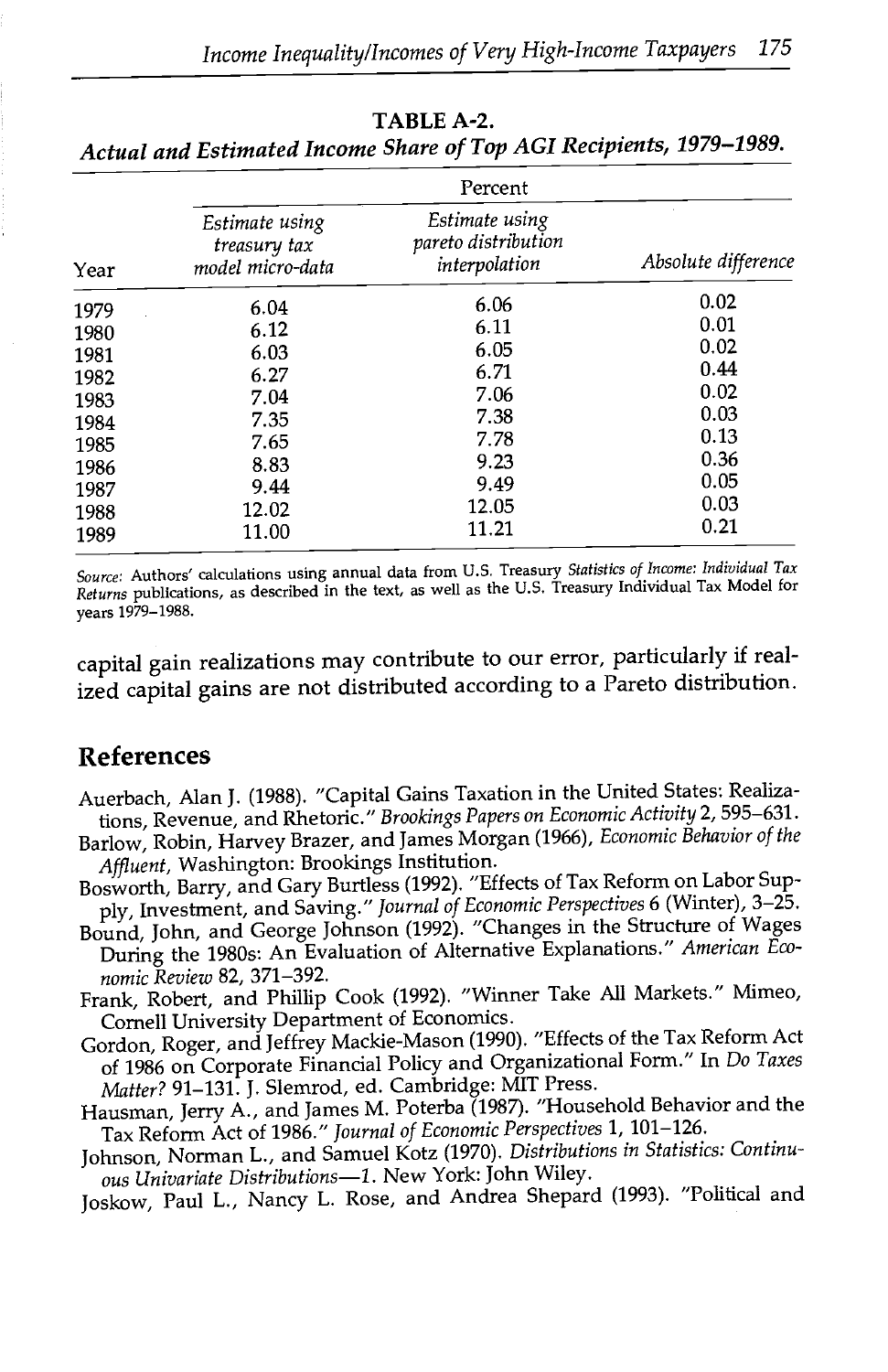**TABLE A-2.**
***Actual and Estimated Income Share of Top AGI Recipients, 1979–1989.***

| | Percent | | |
|---|---|---|---|
| Year | *Estimate using treasury tax model micro-data* | *Estimate using pareto distribution interpolation* | *Absolute difference* |
| 1979 | 6.04 | 6.06 | 0.02 |
| 1980 | 6.12 | 6.11 | 0.01 |
| 1981 | 6.03 | 6.05 | 0.02 |
| 1982 | 6.27 | 6.71 | 0.44 |
| 1983 | 7.04 | 7.06 | 0.02 |
| 1984 | 7.35 | 7.38 | 0.03 |
| 1985 | 7.65 | 7.78 | 0.13 |
| 1986 | 8.83 | 9.23 | 0.36 |
| 1987 | 9.44 | 9.49 | 0.05 |
| 1988 | 12.02 | 12.05 | 0.03 |
| 1989 | 11.00 | 11.21 | 0.21 |

*Source:* Authors' calculations using annual data from U.S. Treasury *Statistics of Income: Individual Tax Returns* publications, as described in the text, as well as the U.S. Treasury Individual Tax Model for years 1979–1988.

capital gain realizations may contribute to our error, particularly if realized capital gains are not distributed according to a Pareto distribution.

## References

Auerbach, Alan J. (1988). "Capital Gains Taxation in the United States: Realizations, Revenue, and Rhetoric." *Brookings Papers on Economic Activity* 2, 595–631.

Barlow, Robin, Harvey Brazer, and James Morgan (1966), *Economic Behavior of the Affluent*, Washington: Brookings Institution.

Bosworth, Barry, and Gary Burtless (1992). "Effects of Tax Reform on Labor Supply, Investment, and Saving." *Journal of Economic Perspectives* 6 (Winter), 3–25.

Bound, John, and George Johnson (1992). "Changes in the Structure of Wages During the 1980s: An Evaluation of Alternative Explanations." *American Economic Review* 82, 371–392.

Frank, Robert, and Phillip Cook (1992). "Winner Take All Markets." Mimeo, Cornell University Department of Economics.

Gordon, Roger, and Jeffrey Mackie-Mason (1990). "Effects of the Tax Reform Act of 1986 on Corporate Financial Policy and Organizational Form." In *Do Taxes Matter?* 91–131. J. Slemrod, ed. Cambridge: MIT Press.

Hausman, Jerry A., and James M. Poterba (1987). "Household Behavior and the Tax Reform Act of 1986." *Journal of Economic Perspectives* 1, 101–126.

Johnson, Norman L., and Samuel Kotz (1970). *Distributions in Statistics: Continuous Univariate Distributions—1*. New York: John Wiley.

Joskow, Paul L., Nancy L. Rose, and Andrea Shepard (1993). "Political and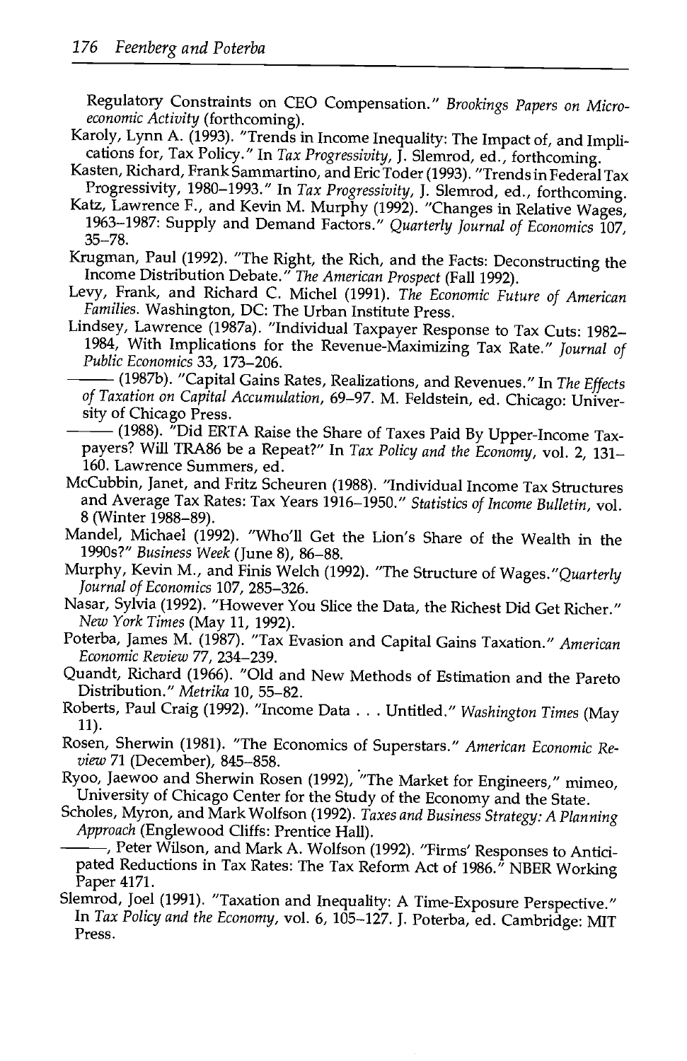Regulatory Constraints on CEO Compensation." *Brookings Papers on Microeconomic Activity* (forthcoming).

Karoly, Lynn A. (1993). "Trends in Income Inequality: The Impact of, and Implications for, Tax Policy." In *Tax Progressivity*, J. Slemrod, ed., forthcoming.

Kasten, Richard, Frank Sammartino, and Eric Toder (1993). "Trends in Federal Tax Progressivity, 1980–1993." In *Tax Progressivity*, J. Slemrod, ed., forthcoming.

Katz, Lawrence F., and Kevin M. Murphy (1992). "Changes in Relative Wages, 1963–1987: Supply and Demand Factors." *Quarterly Journal of Economics* 107, 35–78.

Krugman, Paul (1992). "The Right, the Rich, and the Facts: Deconstructing the Income Distribution Debate." *The American Prospect* (Fall 1992).

Levy, Frank, and Richard C. Michel (1991). *The Economic Future of American Families.* Washington, DC: The Urban Institute Press.

Lindsey, Lawrence (1987a). "Individual Taxpayer Response to Tax Cuts: 1982–1984, With Implications for the Revenue-Maximizing Tax Rate." *Journal of Public Economics* 33, 173–206.

——— (1987b). "Capital Gains Rates, Realizations, and Revenues." In *The Effects of Taxation on Capital Accumulation*, 69–97. M. Feldstein, ed. Chicago: University of Chicago Press.

——— (1988). "Did ERTA Raise the Share of Taxes Paid By Upper-Income Taxpayers? Will TRA86 be a Repeat?" In *Tax Policy and the Economy*, vol. 2, 131–160. Lawrence Summers, ed.

McCubbin, Janet, and Fritz Scheuren (1988). "Individual Income Tax Structures and Average Tax Rates: Tax Years 1916–1950." *Statistics of Income Bulletin*, vol. 8 (Winter 1988–89).

Mandel, Michael (1992). "Who'll Get the Lion's Share of the Wealth in the 1990s?" *Business Week* (June 8), 86–88.

Murphy, Kevin M., and Finis Welch (1992). "The Structure of Wages."*Quarterly Journal of Economics* 107, 285–326.

Nasar, Sylvia (1992). "However You Slice the Data, the Richest Did Get Richer." *New York Times* (May 11, 1992).

Poterba, James M. (1987). "Tax Evasion and Capital Gains Taxation." *American Economic Review* 77, 234–239.

Quandt, Richard (1966). "Old and New Methods of Estimation and the Pareto Distribution." *Metrika* 10, 55–82.

Roberts, Paul Craig (1992). "Income Data . . . Untitled." *Washington Times* (May 11).

Rosen, Sherwin (1981). "The Economics of Superstars." *American Economic Review* 71 (December), 845–858.

Ryoo, Jaewoo and Sherwin Rosen (1992), "The Market for Engineers," mimeo, University of Chicago Center for the Study of the Economy and the State.

Scholes, Myron, and Mark Wolfson (1992). *Taxes and Business Strategy: A Planning Approach* (Englewood Cliffs: Prentice Hall).

———, Peter Wilson, and Mark A. Wolfson (1992). "Firms' Responses to Anticipated Reductions in Tax Rates: The Tax Reform Act of 1986." NBER Working Paper 4171.

Slemrod, Joel (1991). "Taxation and Inequality: A Time-Exposure Perspective." In *Tax Policy and the Economy*, vol. 6, 105–127. J. Poterba, ed. Cambridge: MIT Press.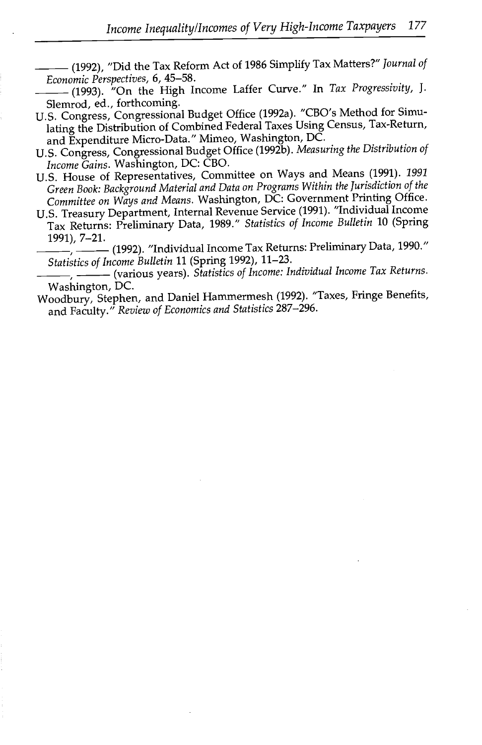——— (1992), "Did the Tax Reform Act of 1986 Simplify Tax Matters?" *Journal of Economic Perspectives*, 6, 45–58.

——— (1993). "On the High Income Laffer Curve." In *Tax Progressivity*, J. Slemrod, ed., forthcoming.

U.S. Congress, Congressional Budget Office (1992a). "CBO's Method for Simulating the Distribution of Combined Federal Taxes Using Census, Tax-Return, and Expenditure Micro-Data." Mimeo, Washington, DC.

U.S. Congress, Congressional Budget Office (1992b). *Measuring the Distribution of Income Gains*. Washington, DC: CBO.

U.S. House of Representatives, Committee on Ways and Means (1991). *1991 Green Book: Background Material and Data on Programs Within the Jurisdiction of the Committee on Ways and Means*. Washington, DC: Government Printing Office.

U.S. Treasury Department, Internal Revenue Service (1991). "Individual Income Tax Returns: Preliminary Data, 1989." *Statistics of Income Bulletin* 10 (Spring 1991), 7–21.

———, ——— (1992). "Individual Income Tax Returns: Preliminary Data, 1990." *Statistics of Income Bulletin* 11 (Spring 1992), 11–23.

———, ——— (various years). *Statistics of Income: Individual Income Tax Returns*. Washington, DC.

Woodbury, Stephen, and Daniel Hammermesh (1992). "Taxes, Fringe Benefits, and Faculty." *Review of Economics and Statistics* 287–296.